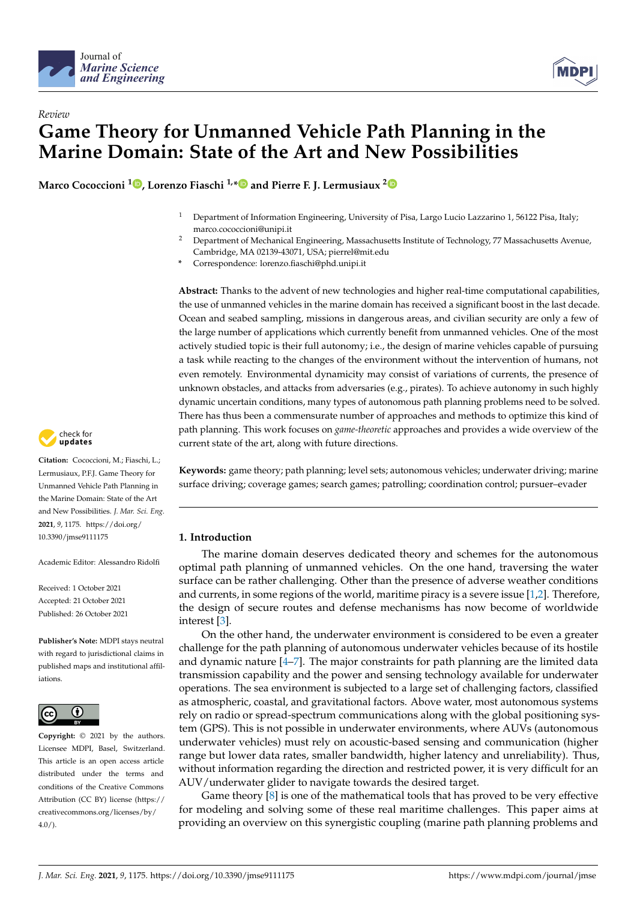Review

# Game Theory for Unmanned Vehicle Path Planning in the Marine Domain: State of the Art and New Possibilities

**Marco Cococcioni [1], Lorenzo Fiaschi [1,*] and Pierre F. J. Lermusiaux [2]**

[1] Department of Information Engineering, University of Pisa, Largo Lucio Lazzarino 1, 56122 Pisa, Italy; marco.cococcioni@unipi.it

[2] Department of Mechanical Engineering, Massachusetts Institute of Technology, 77 Massachusetts Avenue, Cambridge, MA 02139-43071, USA; pierrel@mit.edu

\* Correspondence: lorenzo.fiaschi@phd.unipi.it

**Abstract:** Thanks to the advent of new technologies and higher real-time computational capabilities, the use of unmanned vehicles in the marine domain has received a significant boost in the last decade. Ocean and seabed sampling, missions in dangerous areas, and civilian security are only a few of the large number of applications which currently benefit from unmanned vehicles. One of the most actively studied topic is their full autonomy; i.e., the design of marine vehicles capable of pursuing a task while reacting to the changes of the environment without the intervention of humans, not even remotely. Environmental dynamicity may consist of variations of currents, the presence of unknown obstacles, and attacks from adversaries (e.g., pirates). To achieve autonomy in such highly dynamic uncertain conditions, many types of autonomous path planning problems need to be solved. There has thus been a commensurate number of approaches and methods to optimize this kind of path planning. This work focuses on *game-theoretic* approaches and provides a wide overview of the current state of the art, along with future directions.

**Keywords:** game theory; path planning; level sets; autonomous vehicles; underwater driving; marine surface driving; coverage games; search games; patrolling; coordination control; pursuer–evader

**Citation:** Cococcioni, M.; Fiaschi, L.; Lermusiaux, P.F.J. Game Theory for Unmanned Vehicle Path Planning in the Marine Domain: State of the Art and New Possibilities. *J. Mar. Sci. Eng.* **2021**, *9*, 1175. https://doi.org/10.3390/jmse9111175

Academic Editor: Alessandro Ridolfi

Received: 1 October 2021
Accepted: 21 October 2021
Published: 26 October 2021

**Publisher's Note:** MDPI stays neutral with regard to jurisdictional claims in published maps and institutional affiliations.

**Copyright:** © 2021 by the authors. Licensee MDPI, Basel, Switzerland. This article is an open access article distributed under the terms and conditions of the Creative Commons Attribution (CC BY) license (https://creativecommons.org/licenses/by/4.0/).

## 1. Introduction

The marine domain deserves dedicated theory and schemes for the autonomous optimal path planning of unmanned vehicles. On the one hand, traversing the water surface can be rather challenging. Other than the presence of adverse weather conditions and currents, in some regions of the world, maritime piracy is a severe issue [1,2]. Therefore, the design of secure routes and defense mechanisms has now become of worldwide interest [3].

On the other hand, the underwater environment is considered to be even a greater challenge for the path planning of autonomous underwater vehicles because of its hostile and dynamic nature [4–7]. The major constraints for path planning are the limited data transmission capability and the power and sensing technology available for underwater operations. The sea environment is subjected to a large set of challenging factors, classified as atmospheric, coastal, and gravitational factors. Above water, most autonomous systems rely on radio or spread-spectrum communications along with the global positioning system (GPS). This is not possible in underwater environments, where AUVs (autonomous underwater vehicles) must rely on acoustic-based sensing and communication (higher range but lower data rates, smaller bandwidth, higher latency and unreliability). Thus, without information regarding the direction and restricted power, it is very difficult for an AUV/underwater glider to navigate towards the desired target.

Game theory [8] is one of the mathematical tools that has proved to be very effective for modeling and solving some of these real maritime challenges. This paper aims at providing an overview on this synergistic coupling (marine path planning problems and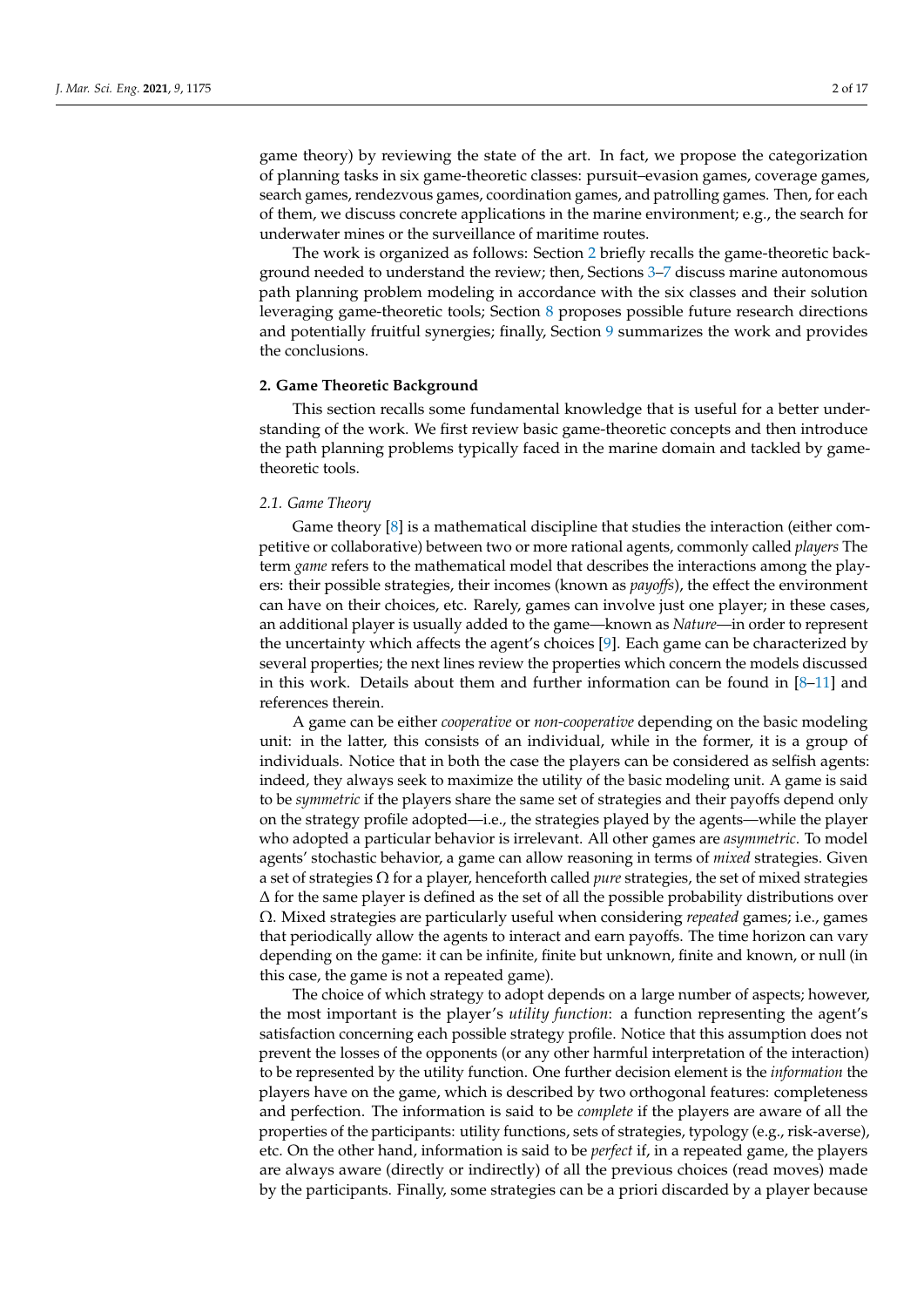game theory) by reviewing the state of the art. In fact, we propose the categorization of planning tasks in six game-theoretic classes: pursuit–evasion games, coverage games, search games, rendezvous games, coordination games, and patrolling games. Then, for each of them, we discuss concrete applications in the marine environment; e.g., the search for underwater mines or the surveillance of maritime routes.

The work is organized as follows: Section 2 briefly recalls the game-theoretic background needed to understand the review; then, Sections 3–7 discuss marine autonomous path planning problem modeling in accordance with the six classes and their solution leveraging game-theoretic tools; Section 8 proposes possible future research directions and potentially fruitful synergies; finally, Section 9 summarizes the work and provides the conclusions.

## 2. Game Theoretic Background

This section recalls some fundamental knowledge that is useful for a better understanding of the work. We first review basic game-theoretic concepts and then introduce the path planning problems typically faced in the marine domain and tackled by game-theoretic tools.

### 2.1. Game Theory

Game theory [8] is a mathematical discipline that studies the interaction (either competitive or collaborative) between two or more rational agents, commonly called *players* The term *game* refers to the mathematical model that describes the interactions among the players: their possible strategies, their incomes (known as *payoffs*), the effect the environment can have on their choices, etc. Rarely, games can involve just one player; in these cases, an additional player is usually added to the game—known as *Nature*—in order to represent the uncertainty which affects the agent's choices [9]. Each game can be characterized by several properties; the next lines review the properties which concern the models discussed in this work. Details about them and further information can be found in [8–11] and references therein.

A game can be either *cooperative* or *non-cooperative* depending on the basic modeling unit: in the latter, this consists of an individual, while in the former, it is a group of individuals. Notice that in both the case the players can be considered as selfish agents: indeed, they always seek to maximize the utility of the basic modeling unit. A game is said to be *symmetric* if the players share the same set of strategies and their payoffs depend only on the strategy profile adopted—i.e., the strategies played by the agents—while the player who adopted a particular behavior is irrelevant. All other games are *asymmetric*. To model agents' stochastic behavior, a game can allow reasoning in terms of *mixed* strategies. Given a set of strategies $\Omega$ for a player, henceforth called *pure* strategies, the set of mixed strategies $\Delta$ for the same player is defined as the set of all the possible probability distributions over $\Omega$. Mixed strategies are particularly useful when considering *repeated* games; i.e., games that periodically allow the agents to interact and earn payoffs. The time horizon can vary depending on the game: it can be infinite, finite but unknown, finite and known, or null (in this case, the game is not a repeated game).

The choice of which strategy to adopt depends on a large number of aspects; however, the most important is the player's *utility function*: a function representing the agent's satisfaction concerning each possible strategy profile. Notice that this assumption does not prevent the losses of the opponents (or any other harmful interpretation of the interaction) to be represented by the utility function. One further decision element is the *information* the players have on the game, which is described by two orthogonal features: completeness and perfection. The information is said to be *complete* if the players are aware of all the properties of the participants: utility functions, sets of strategies, typology (e.g., risk-averse), etc. On the other hand, information is said to be *perfect* if, in a repeated game, the players are always aware (directly or indirectly) of all the previous choices (read moves) made by the participants. Finally, some strategies can be a priori discarded by a player because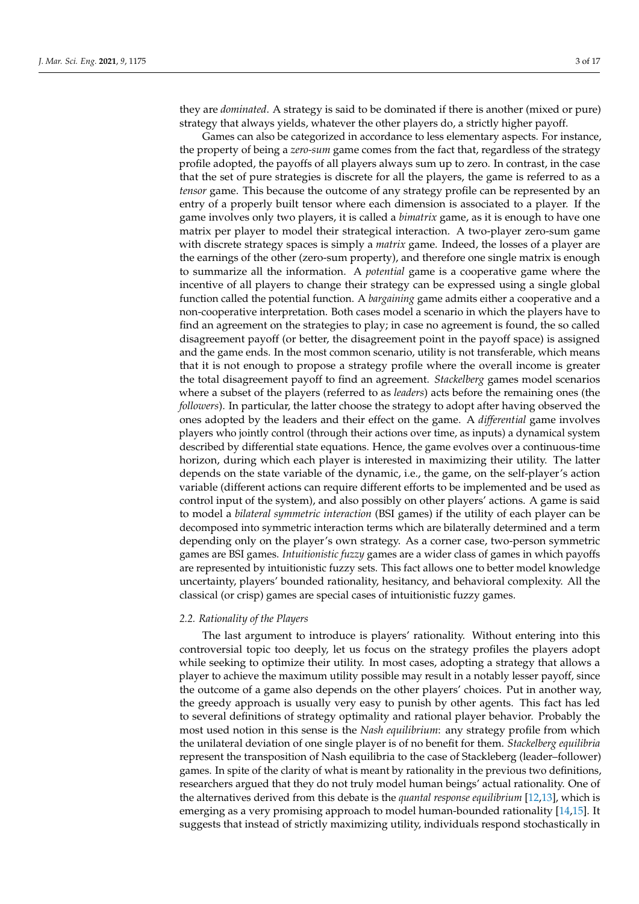they are *dominated*. A strategy is said to be dominated if there is another (mixed or pure) strategy that always yields, whatever the other players do, a strictly higher payoff.

Games can also be categorized in accordance to less elementary aspects. For instance, the property of being a *zero-sum* game comes from the fact that, regardless of the strategy profile adopted, the payoffs of all players always sum up to zero. In contrast, in the case that the set of pure strategies is discrete for all the players, the game is referred to as a *tensor* game. This because the outcome of any strategy profile can be represented by an entry of a properly built tensor where each dimension is associated to a player. If the game involves only two players, it is called a *bimatrix* game, as it is enough to have one matrix per player to model their strategical interaction. A two-player zero-sum game with discrete strategy spaces is simply a *matrix* game. Indeed, the losses of a player are the earnings of the other (zero-sum property), and therefore one single matrix is enough to summarize all the information. A *potential* game is a cooperative game where the incentive of all players to change their strategy can be expressed using a single global function called the potential function. A *bargaining* game admits either a cooperative and a non-cooperative interpretation. Both cases model a scenario in which the players have to find an agreement on the strategies to play; in case no agreement is found, the so called disagreement payoff (or better, the disagreement point in the payoff space) is assigned and the game ends. In the most common scenario, utility is not transferable, which means that it is not enough to propose a strategy profile where the overall income is greater the total disagreement payoff to find an agreement. *Stackelberg* games model scenarios where a subset of the players (referred to as *leaders*) acts before the remaining ones (the *followers*). In particular, the latter choose the strategy to adopt after having observed the ones adopted by the leaders and their effect on the game. A *differential* game involves players who jointly control (through their actions over time, as inputs) a dynamical system described by differential state equations. Hence, the game evolves over a continuous-time horizon, during which each player is interested in maximizing their utility. The latter depends on the state variable of the dynamic, i.e., the game, on the self-player's action variable (different actions can require different efforts to be implemented and be used as control input of the system), and also possibly on other players' actions. A game is said to model a *bilateral symmetric interaction* (BSI games) if the utility of each player can be decomposed into symmetric interaction terms which are bilaterally determined and a term depending only on the player's own strategy. As a corner case, two-person symmetric games are BSI games. *Intuitionistic fuzzy* games are a wider class of games in which payoffs are represented by intuitionistic fuzzy sets. This fact allows one to better model knowledge uncertainty, players' bounded rationality, hesitancy, and behavioral complexity. All the classical (or crisp) games are special cases of intuitionistic fuzzy games.

### 2.2. Rationality of the Players

The last argument to introduce is players' rationality. Without entering into this controversial topic too deeply, let us focus on the strategy profiles the players adopt while seeking to optimize their utility. In most cases, adopting a strategy that allows a player to achieve the maximum utility possible may result in a notably lesser payoff, since the outcome of a game also depends on the other players' choices. Put in another way, the greedy approach is usually very easy to punish by other agents. This fact has led to several definitions of strategy optimality and rational player behavior. Probably the most used notion in this sense is the *Nash equilibrium*: any strategy profile from which the unilateral deviation of one single player is of no benefit for them. *Stackelberg equilibria* represent the transposition of Nash equilibria to the case of Stackleberg (leader–follower) games. In spite of the clarity of what is meant by rationality in the previous two definitions, researchers argued that they do not truly model human beings' actual rationality. One of the alternatives derived from this debate is the *quantal response equilibrium* [12,13], which is emerging as a very promising approach to model human-bounded rationality [14,15]. It suggests that instead of strictly maximizing utility, individuals respond stochastically in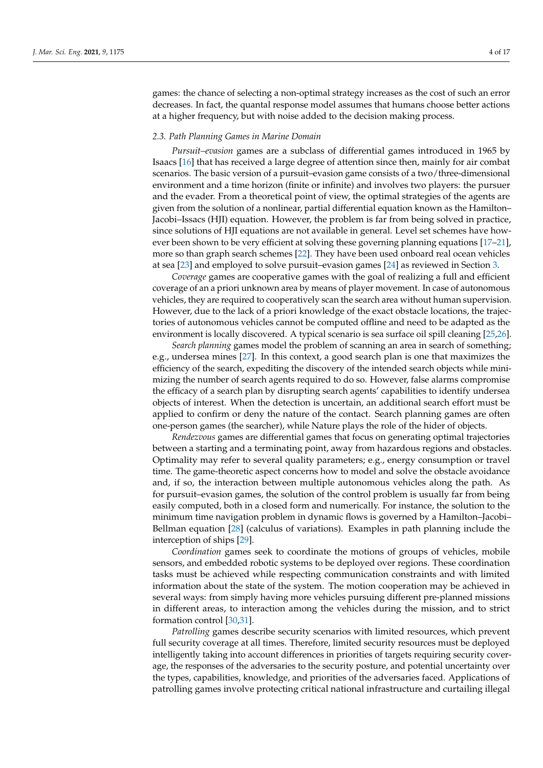games: the chance of selecting a non-optimal strategy increases as the cost of such an error decreases. In fact, the quantal response model assumes that humans choose better actions at a higher frequency, but with noise added to the decision making process.

### 2.3. Path Planning Games in Marine Domain

*Pursuit–evasion* games are a subclass of differential games introduced in 1965 by Isaacs [16] that has received a large degree of attention since then, mainly for air combat scenarios. The basic version of a pursuit–evasion game consists of a two/three-dimensional environment and a time horizon (finite or infinite) and involves two players: the pursuer and the evader. From a theoretical point of view, the optimal strategies of the agents are given from the solution of a nonlinear, partial differential equation known as the Hamilton–Jacobi–Issacs (HJI) equation. However, the problem is far from being solved in practice, since solutions of HJI equations are not available in general. Level set schemes have however been shown to be very efficient at solving these governing planning equations [17–21], more so than graph search schemes [22]. They have been used onboard real ocean vehicles at sea [23] and employed to solve pursuit–evasion games [24] as reviewed in Section 3.

*Coverage* games are cooperative games with the goal of realizing a full and efficient coverage of an a priori unknown area by means of player movement. In case of autonomous vehicles, they are required to cooperatively scan the search area without human supervision. However, due to the lack of a priori knowledge of the exact obstacle locations, the trajectories of autonomous vehicles cannot be computed offline and need to be adapted as the environment is locally discovered. A typical scenario is sea surface oil spill cleaning [25,26].

*Search planning* games model the problem of scanning an area in search of something; e.g., undersea mines [27]. In this context, a good search plan is one that maximizes the efficiency of the search, expediting the discovery of the intended search objects while minimizing the number of search agents required to do so. However, false alarms compromise the efficacy of a search plan by disrupting search agents' capabilities to identify undersea objects of interest. When the detection is uncertain, an additional search effort must be applied to confirm or deny the nature of the contact. Search planning games are often one-person games (the searcher), while Nature plays the role of the hider of objects.

*Rendezvous* games are differential games that focus on generating optimal trajectories between a starting and a terminating point, away from hazardous regions and obstacles. Optimality may refer to several quality parameters; e.g., energy consumption or travel time. The game-theoretic aspect concerns how to model and solve the obstacle avoidance and, if so, the interaction between multiple autonomous vehicles along the path. As for pursuit–evasion games, the solution of the control problem is usually far from being easily computed, both in a closed form and numerically. For instance, the solution to the minimum time navigation problem in dynamic flows is governed by a Hamilton–Jacobi–Bellman equation [28] (calculus of variations). Examples in path planning include the interception of ships [29].

*Coordination* games seek to coordinate the motions of groups of vehicles, mobile sensors, and embedded robotic systems to be deployed over regions. These coordination tasks must be achieved while respecting communication constraints and with limited information about the state of the system. The motion cooperation may be achieved in several ways: from simply having more vehicles pursuing different pre-planned missions in different areas, to interaction among the vehicles during the mission, and to strict formation control [30,31].

*Patrolling* games describe security scenarios with limited resources, which prevent full security coverage at all times. Therefore, limited security resources must be deployed intelligently taking into account differences in priorities of targets requiring security coverage, the responses of the adversaries to the security posture, and potential uncertainty over the types, capabilities, knowledge, and priorities of the adversaries faced. Applications of patrolling games involve protecting critical national infrastructure and curtailing illegal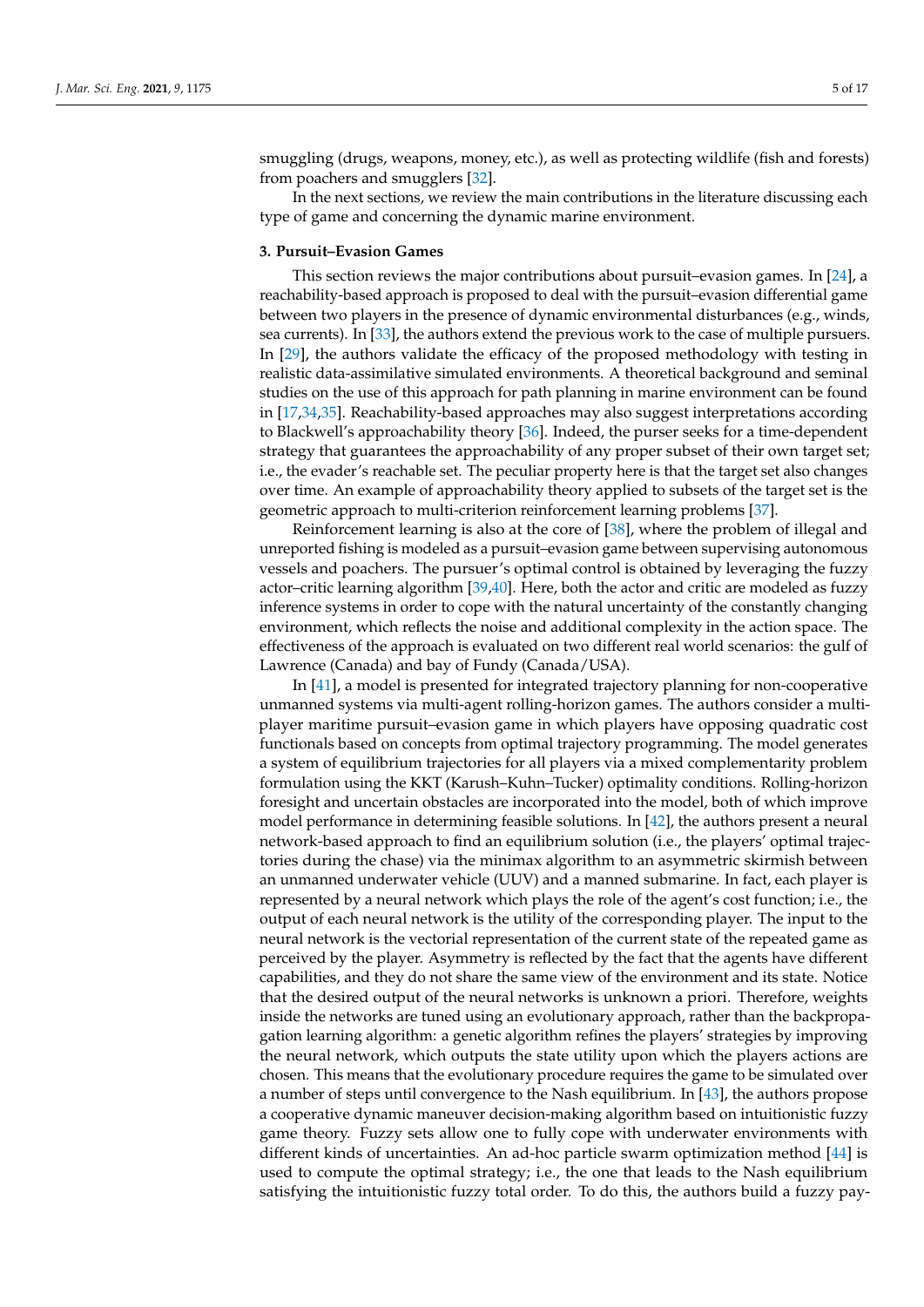smuggling (drugs, weapons, money, etc.), as well as protecting wildlife (fish and forests) from poachers and smugglers [32].

In the next sections, we review the main contributions in the literature discussing each type of game and concerning the dynamic marine environment.

## 3. Pursuit–Evasion Games

This section reviews the major contributions about pursuit–evasion games. In [24], a reachability-based approach is proposed to deal with the pursuit–evasion differential game between two players in the presence of dynamic environmental disturbances (e.g., winds, sea currents). In [33], the authors extend the previous work to the case of multiple pursuers. In [29], the authors validate the efficacy of the proposed methodology with testing in realistic data-assimilative simulated environments. A theoretical background and seminal studies on the use of this approach for path planning in marine environment can be found in [17,34,35]. Reachability-based approaches may also suggest interpretations according to Blackwell's approachability theory [36]. Indeed, the purser seeks for a time-dependent strategy that guarantees the approachability of any proper subset of their own target set; i.e., the evader's reachable set. The peculiar property here is that the target set also changes over time. An example of approachability theory applied to subsets of the target set is the geometric approach to multi-criterion reinforcement learning problems [37].

Reinforcement learning is also at the core of [38], where the problem of illegal and unreported fishing is modeled as a pursuit–evasion game between supervising autonomous vessels and poachers. The pursuer's optimal control is obtained by leveraging the fuzzy actor–critic learning algorithm [39,40]. Here, both the actor and critic are modeled as fuzzy inference systems in order to cope with the natural uncertainty of the constantly changing environment, which reflects the noise and additional complexity in the action space. The effectiveness of the approach is evaluated on two different real world scenarios: the gulf of Lawrence (Canada) and bay of Fundy (Canada/USA).

In [41], a model is presented for integrated trajectory planning for non-cooperative unmanned systems via multi-agent rolling-horizon games. The authors consider a multi-player maritime pursuit–evasion game in which players have opposing quadratic cost functionals based on concepts from optimal trajectory programming. The model generates a system of equilibrium trajectories for all players via a mixed complementarity problem formulation using the KKT (Karush–Kuhn–Tucker) optimality conditions. Rolling-horizon foresight and uncertain obstacles are incorporated into the model, both of which improve model performance in determining feasible solutions. In [42], the authors present a neural network-based approach to find an equilibrium solution (i.e., the players' optimal trajectories during the chase) via the minimax algorithm to an asymmetric skirmish between an unmanned underwater vehicle (UUV) and a manned submarine. In fact, each player is represented by a neural network which plays the role of the agent's cost function; i.e., the output of each neural network is the utility of the corresponding player. The input to the neural network is the vectorial representation of the current state of the repeated game as perceived by the player. Asymmetry is reflected by the fact that the agents have different capabilities, and they do not share the same view of the environment and its state. Notice that the desired output of the neural networks is unknown a priori. Therefore, weights inside the networks are tuned using an evolutionary approach, rather than the backpropagation learning algorithm: a genetic algorithm refines the players' strategies by improving the neural network, which outputs the state utility upon which the players actions are chosen. This means that the evolutionary procedure requires the game to be simulated over a number of steps until convergence to the Nash equilibrium. In [43], the authors propose a cooperative dynamic maneuver decision-making algorithm based on intuitionistic fuzzy game theory. Fuzzy sets allow one to fully cope with underwater environments with different kinds of uncertainties. An ad-hoc particle swarm optimization method [44] is used to compute the optimal strategy; i.e., the one that leads to the Nash equilibrium satisfying the intuitionistic fuzzy total order. To do this, the authors build a fuzzy pay-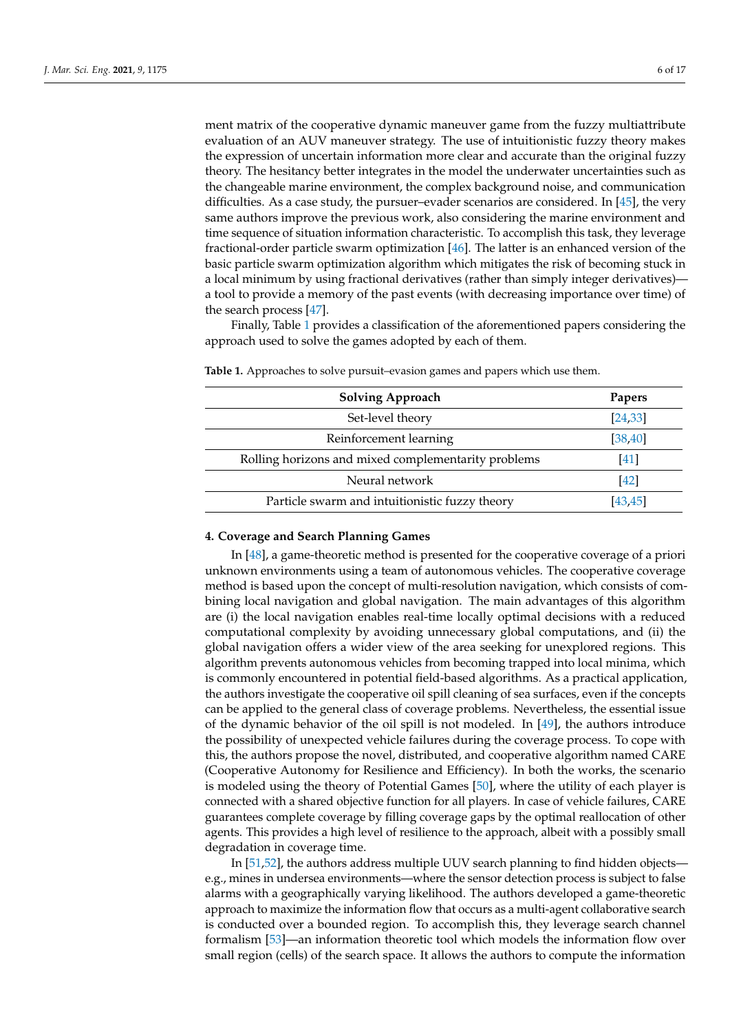ment matrix of the cooperative dynamic maneuver game from the fuzzy multiattribute evaluation of an AUV maneuver strategy. The use of intuitionistic fuzzy theory makes the expression of uncertain information more clear and accurate than the original fuzzy theory. The hesitancy better integrates in the model the underwater uncertainties such as the changeable marine environment, the complex background noise, and communication difficulties. As a case study, the pursuer–evader scenarios are considered. In [45], the very same authors improve the previous work, also considering the marine environment and time sequence of situation information characteristic. To accomplish this task, they leverage fractional-order particle swarm optimization [46]. The latter is an enhanced version of the basic particle swarm optimization algorithm which mitigates the risk of becoming stuck in a local minimum by using fractional derivatives (rather than simply integer derivatives)—a tool to provide a memory of the past events (with decreasing importance over time) of the search process [47].

Finally, Table 1 provides a classification of the aforementioned papers considering the approach used to solve the games adopted by each of them.

**Table 1.** Approaches to solve pursuit–evasion games and papers which use them.

| Solving Approach | Papers |
| --- | --- |
| Set-level theory | [24,33] |
| Reinforcement learning | [38,40] |
| Rolling horizons and mixed complementarity problems | [41] |
| Neural network | [42] |
| Particle swarm and intuitionistic fuzzy theory | [43,45] |

## 4. Coverage and Search Planning Games

In [48], a game-theoretic method is presented for the cooperative coverage of a priori unknown environments using a team of autonomous vehicles. The cooperative coverage method is based upon the concept of multi-resolution navigation, which consists of combining local navigation and global navigation. The main advantages of this algorithm are (i) the local navigation enables real-time locally optimal decisions with a reduced computational complexity by avoiding unnecessary global computations, and (ii) the global navigation offers a wider view of the area seeking for unexplored regions. This algorithm prevents autonomous vehicles from becoming trapped into local minima, which is commonly encountered in potential field-based algorithms. As a practical application, the authors investigate the cooperative oil spill cleaning of sea surfaces, even if the concepts can be applied to the general class of coverage problems. Nevertheless, the essential issue of the dynamic behavior of the oil spill is not modeled. In [49], the authors introduce the possibility of unexpected vehicle failures during the coverage process. To cope with this, the authors propose the novel, distributed, and cooperative algorithm named CARE (Cooperative Autonomy for Resilience and Efficiency). In both the works, the scenario is modeled using the theory of Potential Games [50], where the utility of each player is connected with a shared objective function for all players. In case of vehicle failures, CARE guarantees complete coverage by filling coverage gaps by the optimal reallocation of other agents. This provides a high level of resilience to the approach, albeit with a possibly small degradation in coverage time.

In [51,52], the authors address multiple UUV search planning to find hidden objects—e.g., mines in undersea environments—where the sensor detection process is subject to false alarms with a geographically varying likelihood. The authors developed a game-theoretic approach to maximize the information flow that occurs as a multi-agent collaborative search is conducted over a bounded region. To accomplish this, they leverage search channel formalism [53]—an information theoretic tool which models the information flow over small region (cells) of the search space. It allows the authors to compute the information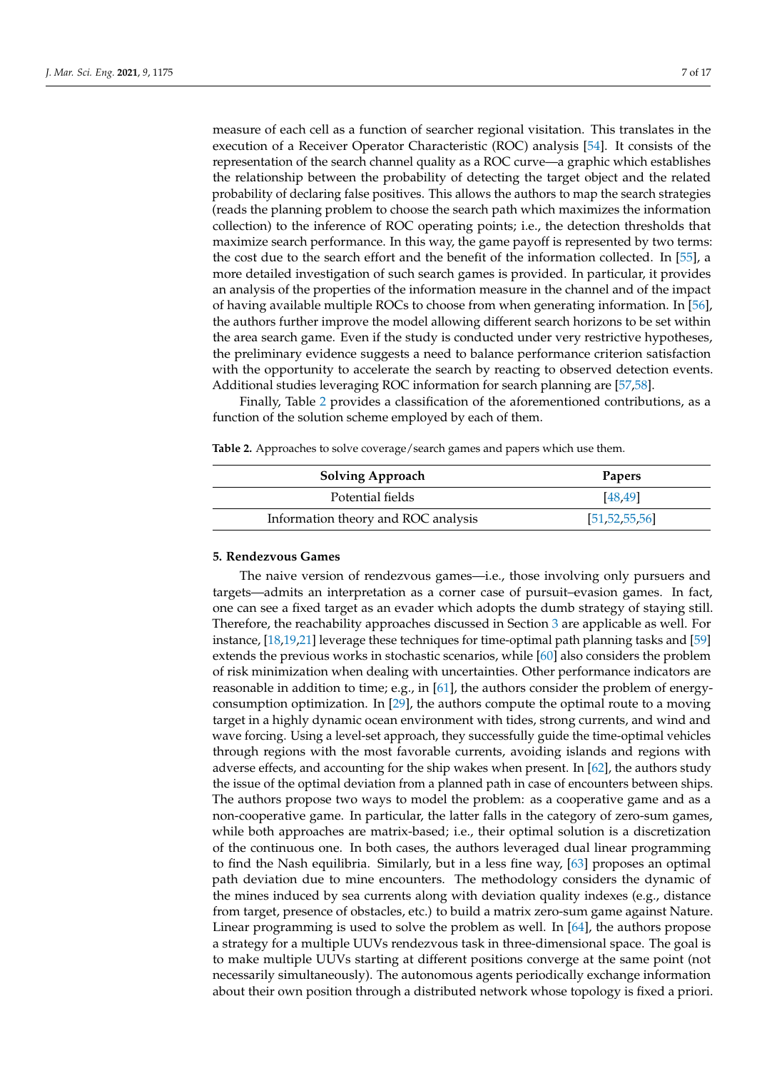measure of each cell as a function of searcher regional visitation. This translates in the execution of a Receiver Operator Characteristic (ROC) analysis [54]. It consists of the representation of the search channel quality as a ROC curve—a graphic which establishes the relationship between the probability of detecting the target object and the related probability of declaring false positives. This allows the authors to map the search strategies (reads the planning problem to choose the search path which maximizes the information collection) to the inference of ROC operating points; i.e., the detection thresholds that maximize search performance. In this way, the game payoff is represented by two terms: the cost due to the search effort and the benefit of the information collected. In [55], a more detailed investigation of such search games is provided. In particular, it provides an analysis of the properties of the information measure in the channel and of the impact of having available multiple ROCs to choose from when generating information. In [56], the authors further improve the model allowing different search horizons to be set within the area search game. Even if the study is conducted under very restrictive hypotheses, the preliminary evidence suggests a need to balance performance criterion satisfaction with the opportunity to accelerate the search by reacting to observed detection events. Additional studies leveraging ROC information for search planning are [57,58].

Finally, Table 2 provides a classification of the aforementioned contributions, as a function of the solution scheme employed by each of them.

**Table 2.** Approaches to solve coverage/search games and papers which use them.

| Solving Approach | Papers |
| --- | --- |
| Potential fields | [48,49] |
| Information theory and ROC analysis | [51,52,55,56] |

## 5. Rendezvous Games

The naive version of rendezvous games—i.e., those involving only pursuers and targets—admits an interpretation as a corner case of pursuit–evasion games. In fact, one can see a fixed target as an evader which adopts the dumb strategy of staying still. Therefore, the reachability approaches discussed in Section 3 are applicable as well. For instance, [18,19,21] leverage these techniques for time-optimal path planning tasks and [59] extends the previous works in stochastic scenarios, while [60] also considers the problem of risk minimization when dealing with uncertainties. Other performance indicators are reasonable in addition to time; e.g., in [61], the authors consider the problem of energy-consumption optimization. In [29], the authors compute the optimal route to a moving target in a highly dynamic ocean environment with tides, strong currents, and wind and wave forcing. Using a level-set approach, they successfully guide the time-optimal vehicles through regions with the most favorable currents, avoiding islands and regions with adverse effects, and accounting for the ship wakes when present. In [62], the authors study the issue of the optimal deviation from a planned path in case of encounters between ships. The authors propose two ways to model the problem: as a cooperative game and as a non-cooperative game. In particular, the latter falls in the category of zero-sum games, while both approaches are matrix-based; i.e., their optimal solution is a discretization of the continuous one. In both cases, the authors leveraged dual linear programming to find the Nash equilibria. Similarly, but in a less fine way, [63] proposes an optimal path deviation due to mine encounters. The methodology considers the dynamic of the mines induced by sea currents along with deviation quality indexes (e.g., distance from target, presence of obstacles, etc.) to build a matrix zero-sum game against Nature. Linear programming is used to solve the problem as well. In [64], the authors propose a strategy for a multiple UUVs rendezvous task in three-dimensional space. The goal is to make multiple UUVs starting at different positions converge at the same point (not necessarily simultaneously). The autonomous agents periodically exchange information about their own position through a distributed network whose topology is fixed a priori.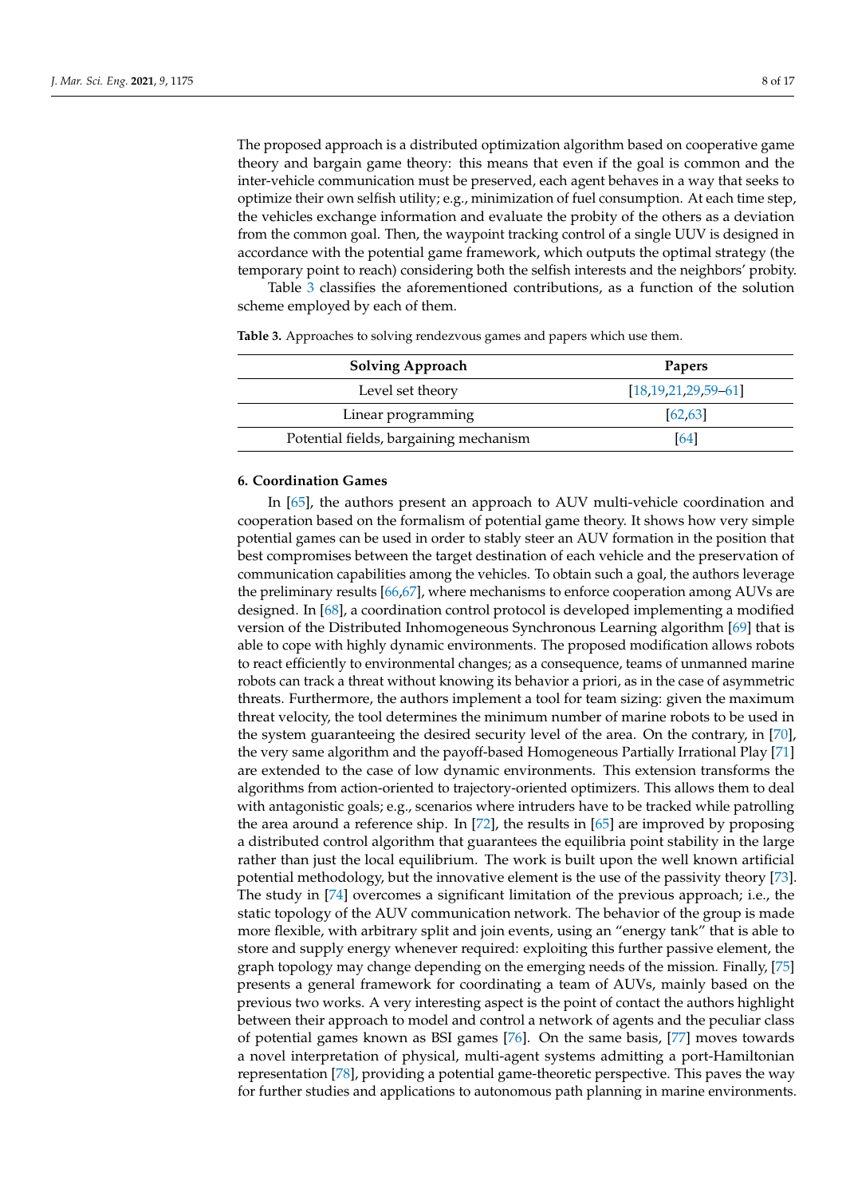The proposed approach is a distributed optimization algorithm based on cooperative game theory and bargain game theory: this means that even if the goal is common and the inter-vehicle communication must be preserved, each agent behaves in a way that seeks to optimize their own selfish utility; e.g., minimization of fuel consumption. At each time step, the vehicles exchange information and evaluate the probity of the others as a deviation from the common goal. Then, the waypoint tracking control of a single UUV is designed in accordance with the potential game framework, which outputs the optimal strategy (the temporary point to reach) considering both the selfish interests and the neighbors' probity.

Table 3 classifies the aforementioned contributions, as a function of the solution scheme employed by each of them.

**Table 3.** Approaches to solving rendezvous games and papers which use them.

| Solving Approach | Papers |
|---|---|
| Level set theory | [18,19,21,29,59–61] |
| Linear programming | [62,63] |
| Potential fields, bargaining mechanism | [64] |

## 6. Coordination Games

In [65], the authors present an approach to AUV multi-vehicle coordination and cooperation based on the formalism of potential game theory. It shows how very simple potential games can be used in order to stably steer an AUV formation in the position that best compromises between the target destination of each vehicle and the preservation of communication capabilities among the vehicles. To obtain such a goal, the authors leverage the preliminary results [66,67], where mechanisms to enforce cooperation among AUVs are designed. In [68], a coordination control protocol is developed implementing a modified version of the Distributed Inhomogeneous Synchronous Learning algorithm [69] that is able to cope with highly dynamic environments. The proposed modification allows robots to react efficiently to environmental changes; as a consequence, teams of unmanned marine robots can track a threat without knowing its behavior a priori, as in the case of asymmetric threats. Furthermore, the authors implement a tool for team sizing: given the maximum threat velocity, the tool determines the minimum number of marine robots to be used in the system guaranteeing the desired security level of the area. On the contrary, in [70], the very same algorithm and the payoff-based Homogeneous Partially Irrational Play [71] are extended to the case of low dynamic environments. This extension transforms the algorithms from action-oriented to trajectory-oriented optimizers. This allows them to deal with antagonistic goals; e.g., scenarios where intruders have to be tracked while patrolling the area around a reference ship. In [72], the results in [65] are improved by proposing a distributed control algorithm that guarantees the equilibria point stability in the large rather than just the local equilibrium. The work is built upon the well known artificial potential methodology, but the innovative element is the use of the passivity theory [73]. The study in [74] overcomes a significant limitation of the previous approach; i.e., the static topology of the AUV communication network. The behavior of the group is made more flexible, with arbitrary split and join events, using an "energy tank" that is able to store and supply energy whenever required: exploiting this further passive element, the graph topology may change depending on the emerging needs of the mission. Finally, [75] presents a general framework for coordinating a team of AUVs, mainly based on the previous two works. A very interesting aspect is the point of contact the authors highlight between their approach to model and control a network of agents and the peculiar class of potential games known as BSI games [76]. On the same basis, [77] moves towards a novel interpretation of physical, multi-agent systems admitting a port-Hamiltonian representation [78], providing a potential game-theoretic perspective. This paves the way for further studies and applications to autonomous path planning in marine environments.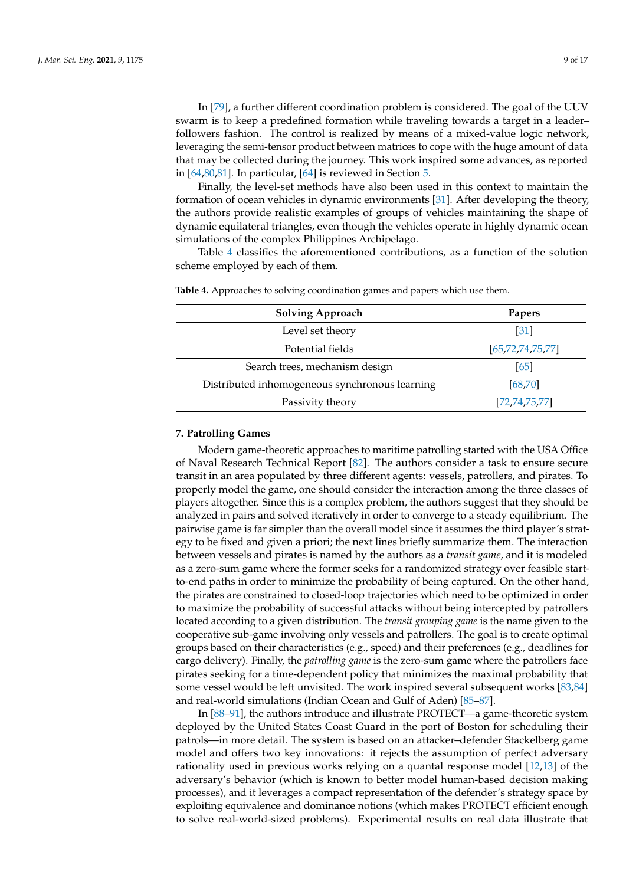In [79], a further different coordination problem is considered. The goal of the UUV swarm is to keep a predefined formation while traveling towards a target in a leader–followers fashion. The control is realized by means of a mixed-value logic network, leveraging the semi-tensor product between matrices to cope with the huge amount of data that may be collected during the journey. This work inspired some advances, as reported in [64,80,81]. In particular, [64] is reviewed in Section 5.

Finally, the level-set methods have also been used in this context to maintain the formation of ocean vehicles in dynamic environments [31]. After developing the theory, the authors provide realistic examples of groups of vehicles maintaining the shape of dynamic equilateral triangles, even though the vehicles operate in highly dynamic ocean simulations of the complex Philippines Archipelago.

Table 4 classifies the aforementioned contributions, as a function of the solution scheme employed by each of them.

**Table 4.** Approaches to solving coordination games and papers which use them.

| Solving Approach | Papers |
|---|---|
| Level set theory | [31] |
| Potential fields | [65,72,74,75,77] |
| Search trees, mechanism design | [65] |
| Distributed inhomogeneous synchronous learning | [68,70] |
| Passivity theory | [72,74,75,77] |

## 7. Patrolling Games

Modern game-theoretic approaches to maritime patrolling started with the USA Office of Naval Research Technical Report [82]. The authors consider a task to ensure secure transit in an area populated by three different agents: vessels, patrollers, and pirates. To properly model the game, one should consider the interaction among the three classes of players altogether. Since this is a complex problem, the authors suggest that they should be analyzed in pairs and solved iteratively in order to converge to a steady equilibrium. The pairwise game is far simpler than the overall model since it assumes the third player's strategy to be fixed and given a priori; the next lines briefly summarize them. The interaction between vessels and pirates is named by the authors as a *transit game*, and it is modeled as a zero-sum game where the former seeks for a randomized strategy over feasible start-to-end paths in order to minimize the probability of being captured. On the other hand, the pirates are constrained to closed-loop trajectories which need to be optimized in order to maximize the probability of successful attacks without being intercepted by patrollers located according to a given distribution. The *transit grouping game* is the name given to the cooperative sub-game involving only vessels and patrollers. The goal is to create optimal groups based on their characteristics (e.g., speed) and their preferences (e.g., deadlines for cargo delivery). Finally, the *patrolling game* is the zero-sum game where the patrollers face pirates seeking for a time-dependent policy that minimizes the maximal probability that some vessel would be left unvisited. The work inspired several subsequent works [83,84] and real-world simulations (Indian Ocean and Gulf of Aden) [85–87].

In [88–91], the authors introduce and illustrate PROTECT—a game-theoretic system deployed by the United States Coast Guard in the port of Boston for scheduling their patrols—in more detail. The system is based on an attacker–defender Stackelberg game model and offers two key innovations: it rejects the assumption of perfect adversary rationality used in previous works relying on a quantal response model [12,13] of the adversary's behavior (which is known to better model human-based decision making processes), and it leverages a compact representation of the defender's strategy space by exploiting equivalence and dominance notions (which makes PROTECT efficient enough to solve real-world-sized problems). Experimental results on real data illustrate that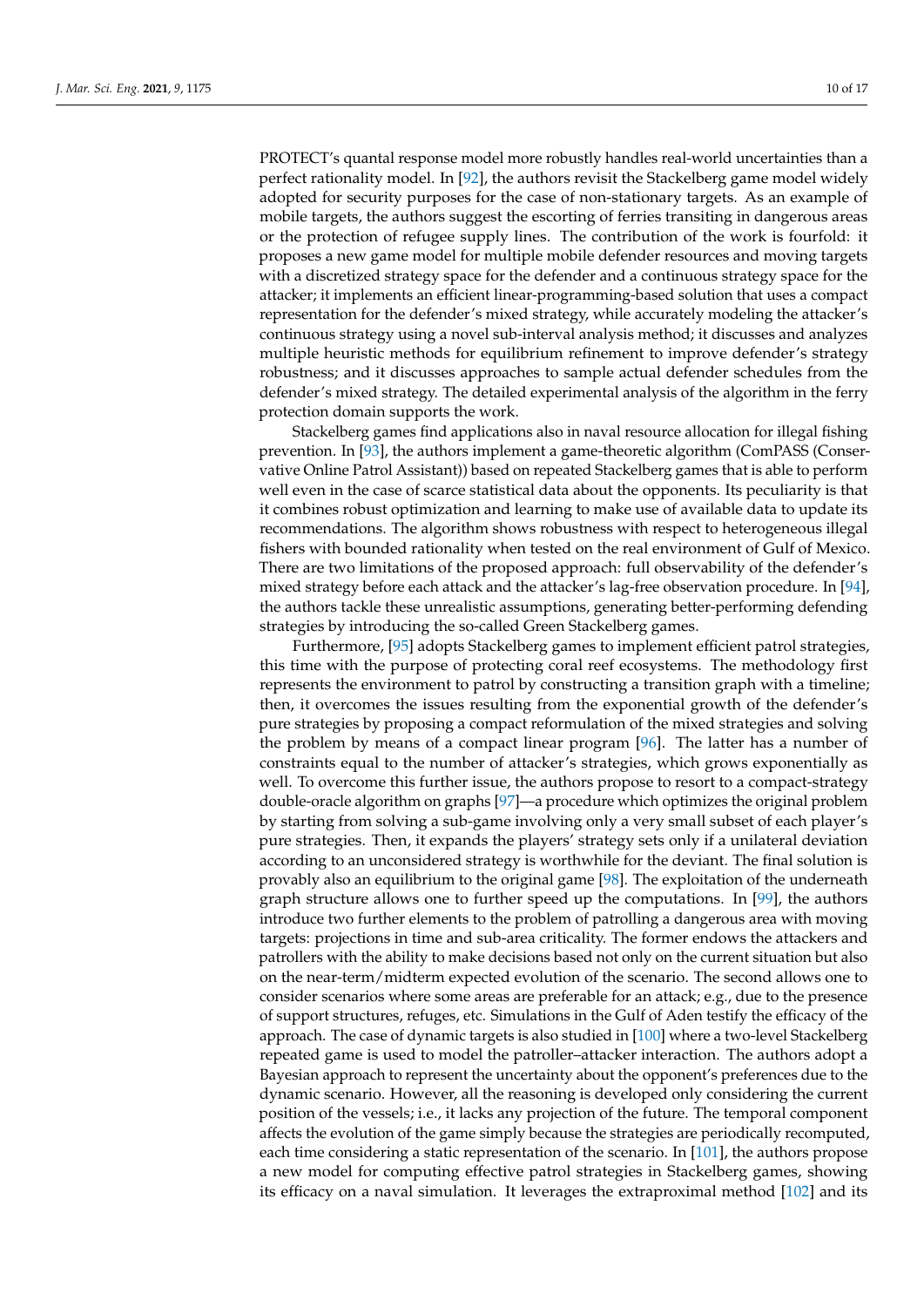PROTECT's quantal response model more robustly handles real-world uncertainties than a perfect rationality model. In [92], the authors revisit the Stackelberg game model widely adopted for security purposes for the case of non-stationary targets. As an example of mobile targets, the authors suggest the escorting of ferries transiting in dangerous areas or the protection of refugee supply lines. The contribution of the work is fourfold: it proposes a new game model for multiple mobile defender resources and moving targets with a discretized strategy space for the defender and a continuous strategy space for the attacker; it implements an efficient linear-programming-based solution that uses a compact representation for the defender's mixed strategy, while accurately modeling the attacker's continuous strategy using a novel sub-interval analysis method; it discusses and analyzes multiple heuristic methods for equilibrium refinement to improve defender's strategy robustness; and it discusses approaches to sample actual defender schedules from the defender's mixed strategy. The detailed experimental analysis of the algorithm in the ferry protection domain supports the work.

Stackelberg games find applications also in naval resource allocation for illegal fishing prevention. In [93], the authors implement a game-theoretic algorithm (ComPASS (Conservative Online Patrol Assistant)) based on repeated Stackelberg games that is able to perform well even in the case of scarce statistical data about the opponents. Its peculiarity is that it combines robust optimization and learning to make use of available data to update its recommendations. The algorithm shows robustness with respect to heterogeneous illegal fishers with bounded rationality when tested on the real environment of Gulf of Mexico. There are two limitations of the proposed approach: full observability of the defender's mixed strategy before each attack and the attacker's lag-free observation procedure. In [94], the authors tackle these unrealistic assumptions, generating better-performing defending strategies by introducing the so-called Green Stackelberg games.

Furthermore, [95] adopts Stackelberg games to implement efficient patrol strategies, this time with the purpose of protecting coral reef ecosystems. The methodology first represents the environment to patrol by constructing a transition graph with a timeline; then, it overcomes the issues resulting from the exponential growth of the defender's pure strategies by proposing a compact reformulation of the mixed strategies and solving the problem by means of a compact linear program [96]. The latter has a number of constraints equal to the number of attacker's strategies, which grows exponentially as well. To overcome this further issue, the authors propose to resort to a compact-strategy double-oracle algorithm on graphs [97]—a procedure which optimizes the original problem by starting from solving a sub-game involving only a very small subset of each player's pure strategies. Then, it expands the players' strategy sets only if a unilateral deviation according to an unconsidered strategy is worthwhile for the deviant. The final solution is provably also an equilibrium to the original game [98]. The exploitation of the underneath graph structure allows one to further speed up the computations. In [99], the authors introduce two further elements to the problem of patrolling a dangerous area with moving targets: projections in time and sub-area criticality. The former endows the attackers and patrollers with the ability to make decisions based not only on the current situation but also on the near-term/midterm expected evolution of the scenario. The second allows one to consider scenarios where some areas are preferable for an attack; e.g., due to the presence of support structures, refuges, etc. Simulations in the Gulf of Aden testify the efficacy of the approach. The case of dynamic targets is also studied in [100] where a two-level Stackelberg repeated game is used to model the patroller–attacker interaction. The authors adopt a Bayesian approach to represent the uncertainty about the opponent's preferences due to the dynamic scenario. However, all the reasoning is developed only considering the current position of the vessels; i.e., it lacks any projection of the future. The temporal component affects the evolution of the game simply because the strategies are periodically recomputed, each time considering a static representation of the scenario. In [101], the authors propose a new model for computing effective patrol strategies in Stackelberg games, showing its efficacy on a naval simulation. It leverages the extraproximal method [102] and its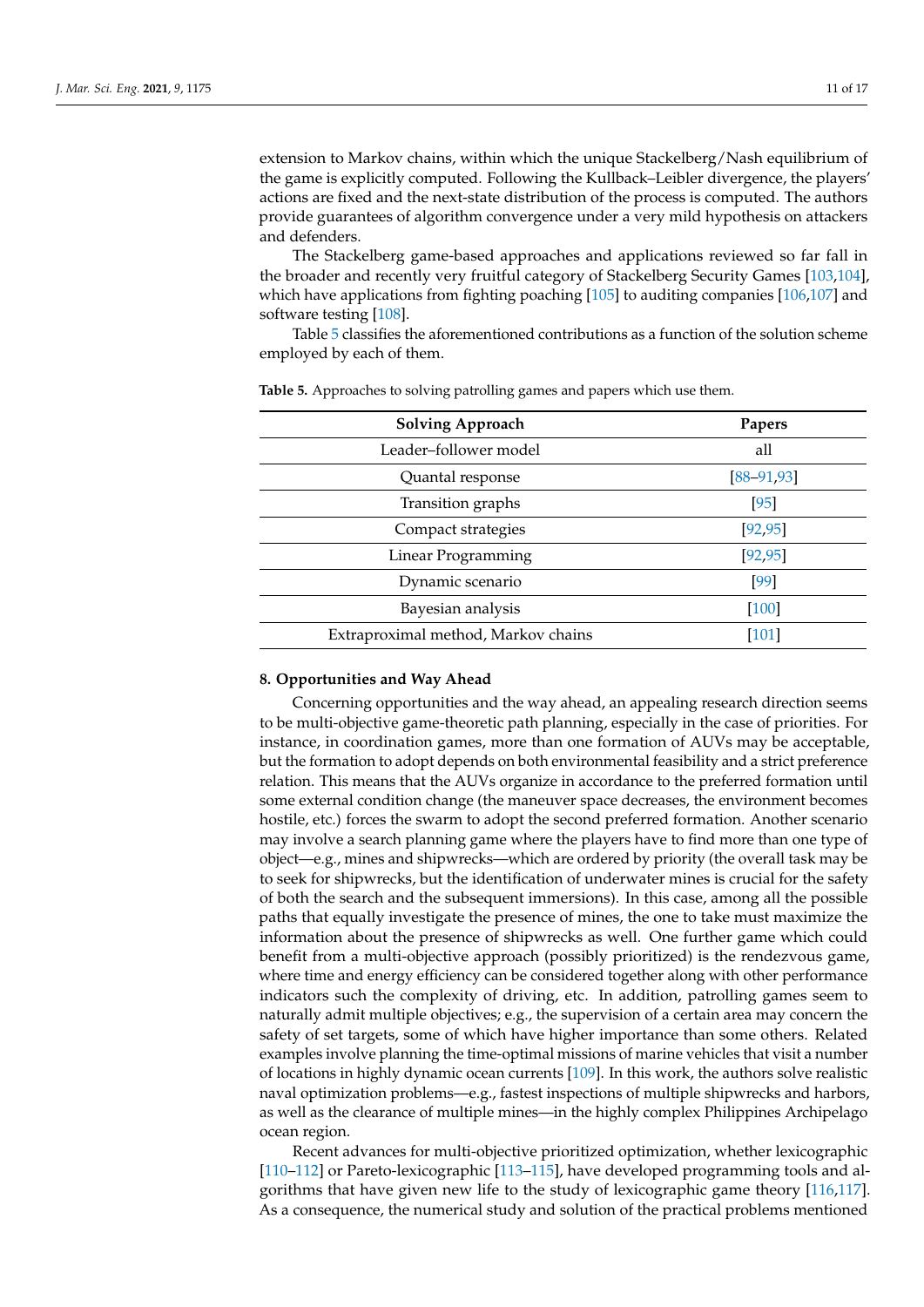extension to Markov chains, within which the unique Stackelberg/Nash equilibrium of the game is explicitly computed. Following the Kullback–Leibler divergence, the players' actions are fixed and the next-state distribution of the process is computed. The authors provide guarantees of algorithm convergence under a very mild hypothesis on attackers and defenders.

The Stackelberg game-based approaches and applications reviewed so far fall in the broader and recently very fruitful category of Stackelberg Security Games [103,104], which have applications from fighting poaching [105] to auditing companies [106,107] and software testing [108].

Table 5 classifies the aforementioned contributions as a function of the solution scheme employed by each of them.

**Table 5.** Approaches to solving patrolling games and papers which use them.

| Solving Approach | Papers |
|---|---|
| Leader–follower model | all |
| Quantal response | [88–91,93] |
| Transition graphs | [95] |
| Compact strategies | [92,95] |
| Linear Programming | [92,95] |
| Dynamic scenario | [99] |
| Bayesian analysis | [100] |
| Extraproximal method, Markov chains | [101] |

## 8. Opportunities and Way Ahead

Concerning opportunities and the way ahead, an appealing research direction seems to be multi-objective game-theoretic path planning, especially in the case of priorities. For instance, in coordination games, more than one formation of AUVs may be acceptable, but the formation to adopt depends on both environmental feasibility and a strict preference relation. This means that the AUVs organize in accordance to the preferred formation until some external condition change (the maneuver space decreases, the environment becomes hostile, etc.) forces the swarm to adopt the second preferred formation. Another scenario may involve a search planning game where the players have to find more than one type of object—e.g., mines and shipwrecks—which are ordered by priority (the overall task may be to seek for shipwrecks, but the identification of underwater mines is crucial for the safety of both the search and the subsequent immersions). In this case, among all the possible paths that equally investigate the presence of mines, the one to take must maximize the information about the presence of shipwrecks as well. One further game which could benefit from a multi-objective approach (possibly prioritized) is the rendezvous game, where time and energy efficiency can be considered together along with other performance indicators such the complexity of driving, etc. In addition, patrolling games seem to naturally admit multiple objectives; e.g., the supervision of a certain area may concern the safety of set targets, some of which have higher importance than some others. Related examples involve planning the time-optimal missions of marine vehicles that visit a number of locations in highly dynamic ocean currents [109]. In this work, the authors solve realistic naval optimization problems—e.g., fastest inspections of multiple shipwrecks and harbors, as well as the clearance of multiple mines—in the highly complex Philippines Archipelago ocean region.

Recent advances for multi-objective prioritized optimization, whether lexicographic [110–112] or Pareto-lexicographic [113–115], have developed programming tools and algorithms that have given new life to the study of lexicographic game theory [116,117]. As a consequence, the numerical study and solution of the practical problems mentioned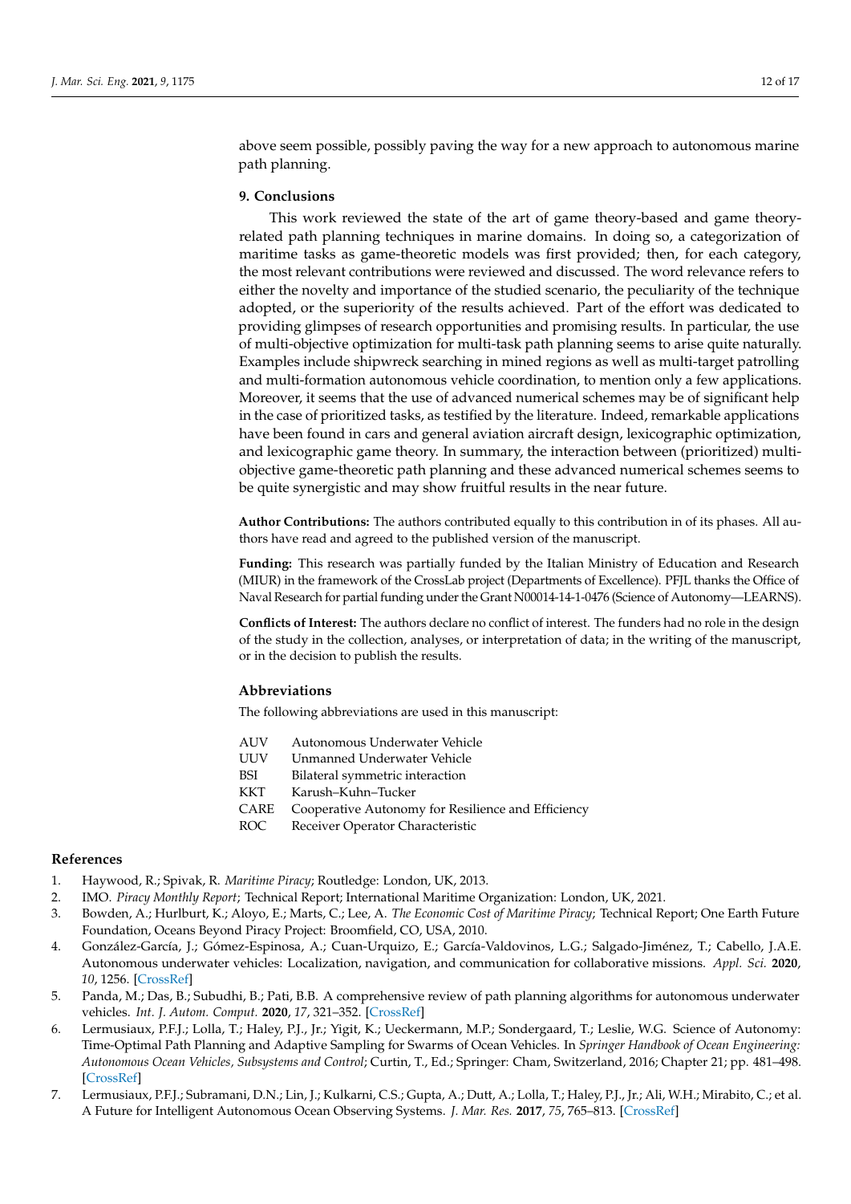above seem possible, possibly paving the way for a new approach to autonomous marine path planning.

## 9. Conclusions

This work reviewed the state of the art of game theory-based and game theory-related path planning techniques in marine domains. In doing so, a categorization of maritime tasks as game-theoretic models was first provided; then, for each category, the most relevant contributions were reviewed and discussed. The word relevance refers to either the novelty and importance of the studied scenario, the peculiarity of the technique adopted, or the superiority of the results achieved. Part of the effort was dedicated to providing glimpses of research opportunities and promising results. In particular, the use of multi-objective optimization for multi-task path planning seems to arise quite naturally. Examples include shipwreck searching in mined regions as well as multi-target patrolling and multi-formation autonomous vehicle coordination, to mention only a few applications. Moreover, it seems that the use of advanced numerical schemes may be of significant help in the case of prioritized tasks, as testified by the literature. Indeed, remarkable applications have been found in cars and general aviation aircraft design, lexicographic optimization, and lexicographic game theory. In summary, the interaction between (prioritized) multi-objective game-theoretic path planning and these advanced numerical schemes seems to be quite synergistic and may show fruitful results in the near future.

**Author Contributions:** The authors contributed equally to this contribution in of its phases. All authors have read and agreed to the published version of the manuscript.

**Funding:** This research was partially funded by the Italian Ministry of Education and Research (MIUR) in the framework of the CrossLab project (Departments of Excellence). PFJL thanks the Office of Naval Research for partial funding under the Grant N00014-14-1-0476 (Science of Autonomy—LEARNS).

**Conflicts of Interest:** The authors declare no conflict of interest. The funders had no role in the design of the study in the collection, analyses, or interpretation of data; in the writing of the manuscript, or in the decision to publish the results.

## Abbreviations

The following abbreviations are used in this manuscript:

| | |
|---|---|
| AUV | Autonomous Underwater Vehicle |
| UUV | Unmanned Underwater Vehicle |
| BSI | Bilateral symmetric interaction |
| KKT | Karush–Kuhn–Tucker |
| CARE | Cooperative Autonomy for Resilience and Efficiency |
| ROC | Receiver Operator Characteristic |

## References

1. Haywood, R.; Spivak, R. *Maritime Piracy*; Routledge: London, UK, 2013.
2. IMO. *Piracy Monthly Report*; Technical Report; International Maritime Organization: London, UK, 2021.
3. Bowden, A.; Hurlburt, K.; Aloyo, E.; Marts, C.; Lee, A. *The Economic Cost of Maritime Piracy*; Technical Report; One Earth Future Foundation, Oceans Beyond Piracy Project: Broomfield, CO, USA, 2010.
4. González-García, J.; Gómez-Espinosa, A.; Cuan-Urquizo, E.; García-Valdovinos, L.G.; Salgado-Jiménez, T.; Cabello, J.A.E. Autonomous underwater vehicles: Localization, navigation, and communication for collaborative missions. *Appl. Sci.* **2020**, *10*, 1256. [CrossRef]
5. Panda, M.; Das, B.; Subudhi, B.; Pati, B.B. A comprehensive review of path planning algorithms for autonomous underwater vehicles. *Int. J. Autom. Comput.* **2020**, *17*, 321–352. [CrossRef]
6. Lermusiaux, P.F.J.; Lolla, T.; Haley, P.J., Jr.; Yigit, K.; Ueckermann, M.P.; Sondergaard, T.; Leslie, W.G. Science of Autonomy: Time-Optimal Path Planning and Adaptive Sampling for Swarms of Ocean Vehicles. In *Springer Handbook of Ocean Engineering: Autonomous Ocean Vehicles, Subsystems and Control*; Curtin, T., Ed.; Springer: Cham, Switzerland, 2016; Chapter 21; pp. 481–498. [CrossRef]
7. Lermusiaux, P.F.J.; Subramani, D.N.; Lin, J.; Kulkarni, C.S.; Gupta, A.; Dutt, A.; Lolla, T.; Haley, P.J., Jr.; Ali, W.H.; Mirabito, C.; et al. A Future for Intelligent Autonomous Ocean Observing Systems. *J. Mar. Res.* **2017**, *75*, 765–813. [CrossRef]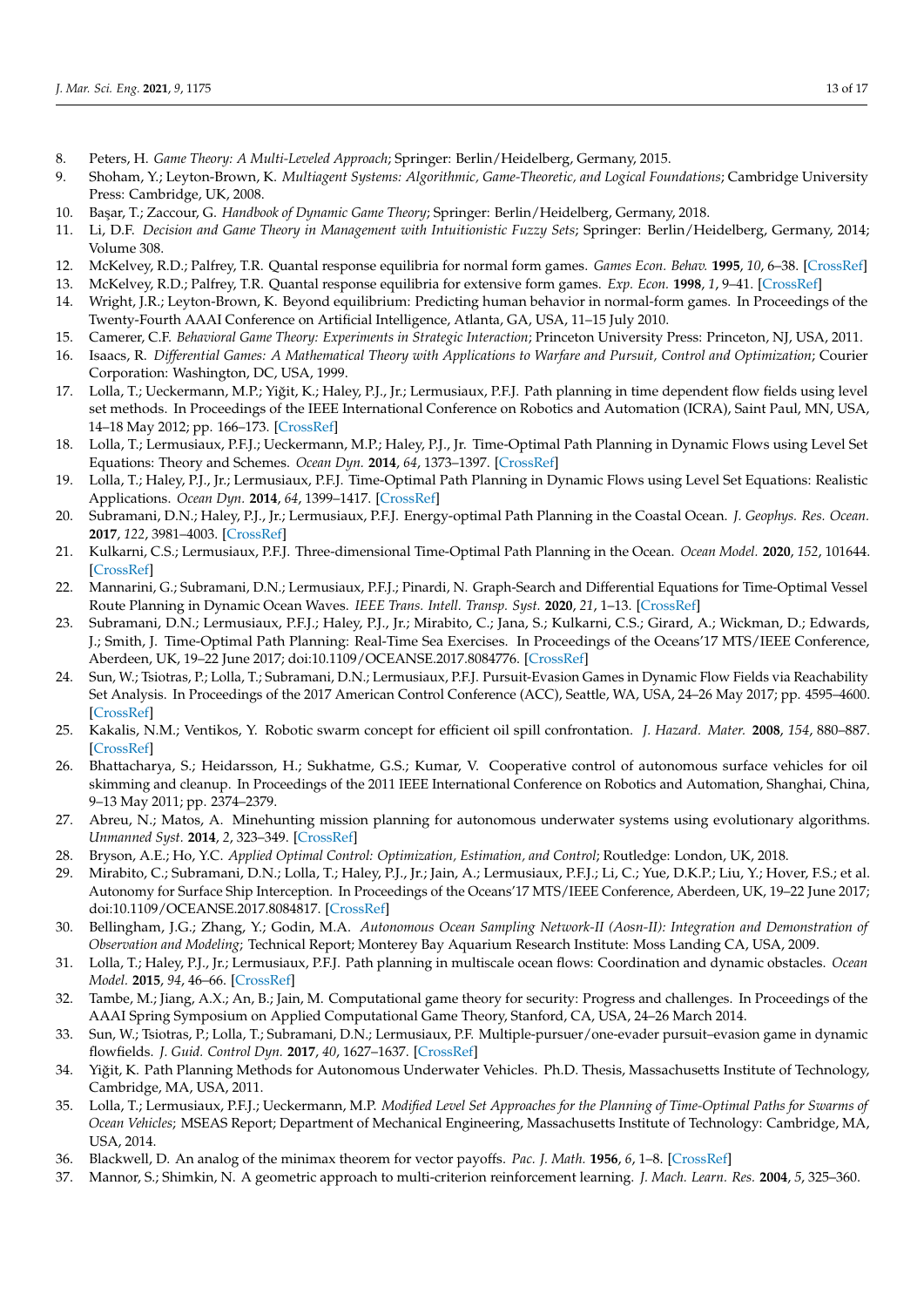8. Peters, H. *Game Theory: A Multi-Leveled Approach*; Springer: Berlin/Heidelberg, Germany, 2015.
9. Shoham, Y.; Leyton-Brown, K. *Multiagent Systems: Algorithmic, Game-Theoretic, and Logical Foundations*; Cambridge University Press: Cambridge, UK, 2008.
10. Başar, T.; Zaccour, G. *Handbook of Dynamic Game Theory*; Springer: Berlin/Heidelberg, Germany, 2018.
11. Li, D.F. *Decision and Game Theory in Management with Intuitionistic Fuzzy Sets*; Springer: Berlin/Heidelberg, Germany, 2014; Volume 308.
12. McKelvey, R.D.; Palfrey, T.R. Quantal response equilibria for normal form games. *Games Econ. Behav.* **1995**, *10*, 6–38. [CrossRef]
13. McKelvey, R.D.; Palfrey, T.R. Quantal response equilibria for extensive form games. *Exp. Econ.* **1998**, *1*, 9–41. [CrossRef]
14. Wright, J.R.; Leyton-Brown, K. Beyond equilibrium: Predicting human behavior in normal-form games. In Proceedings of the Twenty-Fourth AAAI Conference on Artificial Intelligence, Atlanta, GA, USA, 11–15 July 2010.
15. Camerer, C.F. *Behavioral Game Theory: Experiments in Strategic Interaction*; Princeton University Press: Princeton, NJ, USA, 2011.
16. Isaacs, R. *Differential Games: A Mathematical Theory with Applications to Warfare and Pursuit, Control and Optimization*; Courier Corporation: Washington, DC, USA, 1999.
17. Lolla, T.; Ueckermann, M.P.; Yiğit, K.; Haley, P.J., Jr.; Lermusiaux, P.F.J. Path planning in time dependent flow fields using level set methods. In Proceedings of the IEEE International Conference on Robotics and Automation (ICRA), Saint Paul, MN, USA, 14–18 May 2012; pp. 166–173. [CrossRef]
18. Lolla, T.; Lermusiaux, P.F.J.; Ueckermann, M.P.; Haley, P.J., Jr. Time-Optimal Path Planning in Dynamic Flows using Level Set Equations: Theory and Schemes. *Ocean Dyn.* **2014**, *64*, 1373–1397. [CrossRef]
19. Lolla, T.; Haley, P.J., Jr.; Lermusiaux, P.F.J. Time-Optimal Path Planning in Dynamic Flows using Level Set Equations: Realistic Applications. *Ocean Dyn.* **2014**, *64*, 1399–1417. [CrossRef]
20. Subramani, D.N.; Haley, P.J., Jr.; Lermusiaux, P.F.J. Energy-optimal Path Planning in the Coastal Ocean. *J. Geophys. Res. Ocean.* **2017**, *122*, 3981–4003. [CrossRef]
21. Kulkarni, C.S.; Lermusiaux, P.F.J. Three-dimensional Time-Optimal Path Planning in the Ocean. *Ocean Model.* **2020**, *152*, 101644. [CrossRef]
22. Mannarini, G.; Subramani, D.N.; Lermusiaux, P.F.J.; Pinardi, N. Graph-Search and Differential Equations for Time-Optimal Vessel Route Planning in Dynamic Ocean Waves. *IEEE Trans. Intell. Transp. Syst.* **2020**, *21*, 1–13. [CrossRef]
23. Subramani, D.N.; Lermusiaux, P.F.J.; Haley, P.J., Jr.; Mirabito, C.; Jana, S.; Kulkarni, C.S.; Girard, A.; Wickman, D.; Edwards, J.; Smith, J. Time-Optimal Path Planning: Real-Time Sea Exercises. In Proceedings of the Oceans'17 MTS/IEEE Conference, Aberdeen, UK, 19–22 June 2017; doi:10.1109/OCEANSE.2017.8084776. [CrossRef]
24. Sun, W.; Tsiotras, P.; Lolla, T.; Subramani, D.N.; Lermusiaux, P.F.J. Pursuit-Evasion Games in Dynamic Flow Fields via Reachability Set Analysis. In Proceedings of the 2017 American Control Conference (ACC), Seattle, WA, USA, 24–26 May 2017; pp. 4595–4600. [CrossRef]
25. Kakalis, N.M.; Ventikos, Y. Robotic swarm concept for efficient oil spill confrontation. *J. Hazard. Mater.* **2008**, *154*, 880–887. [CrossRef]
26. Bhattacharya, S.; Heidarsson, H.; Sukhatme, G.S.; Kumar, V. Cooperative control of autonomous surface vehicles for oil skimming and cleanup. In Proceedings of the 2011 IEEE International Conference on Robotics and Automation, Shanghai, China, 9–13 May 2011; pp. 2374–2379.
27. Abreu, N.; Matos, A. Minehunting mission planning for autonomous underwater systems using evolutionary algorithms. *Unmanned Syst.* **2014**, *2*, 323–349. [CrossRef]
28. Bryson, A.E.; Ho, Y.C. *Applied Optimal Control: Optimization, Estimation, and Control*; Routledge: London, UK, 2018.
29. Mirabito, C.; Subramani, D.N.; Lolla, T.; Haley, P.J., Jr.; Jain, A.; Lermusiaux, P.F.J.; Li, C.; Yue, D.K.P.; Liu, Y.; Hover, F.S.; et al. Autonomy for Surface Ship Interception. In Proceedings of the Oceans'17 MTS/IEEE Conference, Aberdeen, UK, 19–22 June 2017; doi:10.1109/OCEANSE.2017.8084817. [CrossRef]
30. Bellingham, J.G.; Zhang, Y.; Godin, M.A. *Autonomous Ocean Sampling Network-II (Aosn-II): Integration and Demonstration of Observation and Modeling*; Technical Report; Monterey Bay Aquarium Research Institute: Moss Landing CA, USA, 2009.
31. Lolla, T.; Haley, P.J., Jr.; Lermusiaux, P.F.J. Path planning in multiscale ocean flows: Coordination and dynamic obstacles. *Ocean Model.* **2015**, *94*, 46–66. [CrossRef]
32. Tambe, M.; Jiang, A.X.; An, B.; Jain, M. Computational game theory for security: Progress and challenges. In Proceedings of the AAAI Spring Symposium on Applied Computational Game Theory, Stanford, CA, USA, 24–26 March 2014.
33. Sun, W.; Tsiotras, P.; Lolla, T.; Subramani, D.N.; Lermusiaux, P.F. Multiple-pursuer/one-evader pursuit–evasion game in dynamic flowfields. *J. Guid. Control Dyn.* **2017**, *40*, 1627–1637. [CrossRef]
34. Yiğit, K. Path Planning Methods for Autonomous Underwater Vehicles. Ph.D. Thesis, Massachusetts Institute of Technology, Cambridge, MA, USA, 2011.
35. Lolla, T.; Lermusiaux, P.F.J.; Ueckermann, M.P. *Modified Level Set Approaches for the Planning of Time-Optimal Paths for Swarms of Ocean Vehicles*; MSEAS Report; Department of Mechanical Engineering, Massachusetts Institute of Technology: Cambridge, MA, USA, 2014.
36. Blackwell, D. An analog of the minimax theorem for vector payoffs. *Pac. J. Math.* **1956**, *6*, 1–8. [CrossRef]
37. Mannor, S.; Shimkin, N. A geometric approach to multi-criterion reinforcement learning. *J. Mach. Learn. Res.* **2004**, *5*, 325–360.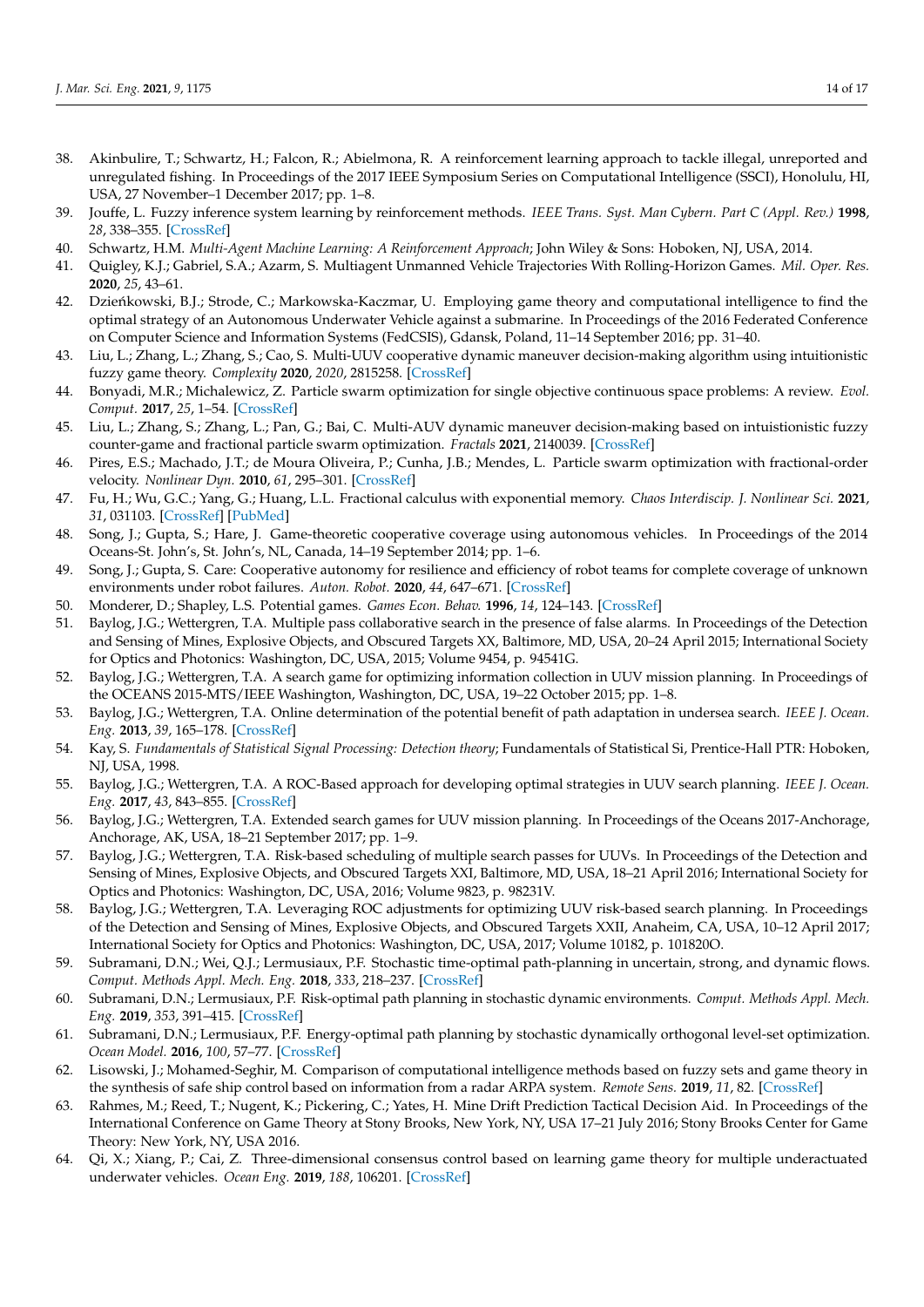38. Akinbulire, T.; Schwartz, H.; Falcon, R.; Abielmona, R. A reinforcement learning approach to tackle illegal, unreported and unregulated fishing. In Proceedings of the 2017 IEEE Symposium Series on Computational Intelligence (SSCI), Honolulu, HI, USA, 27 November–1 December 2017; pp. 1–8.
39. Jouffe, L. Fuzzy inference system learning by reinforcement methods. *IEEE Trans. Syst. Man Cybern. Part C (Appl. Rev.)* **1998**, *28*, 338–355. [CrossRef]
40. Schwartz, H.M. *Multi-Agent Machine Learning: A Reinforcement Approach*; John Wiley & Sons: Hoboken, NJ, USA, 2014.
41. Quigley, K.J.; Gabriel, S.A.; Azarm, S. Multiagent Unmanned Vehicle Trajectories With Rolling-Horizon Games. *Mil. Oper. Res.* **2020**, *25*, 43–61.
42. Dzieńkowski, B.J.; Strode, C.; Markowska-Kaczmar, U. Employing game theory and computational intelligence to find the optimal strategy of an Autonomous Underwater Vehicle against a submarine. In Proceedings of the 2016 Federated Conference on Computer Science and Information Systems (FedCSIS), Gdansk, Poland, 11–14 September 2016; pp. 31–40.
43. Liu, L.; Zhang, L.; Zhang, S.; Cao, S. Multi-UUV cooperative dynamic maneuver decision-making algorithm using intuitionistic fuzzy game theory. *Complexity* **2020**, *2020*, 2815258. [CrossRef]
44. Bonyadi, M.R.; Michalewicz, Z. Particle swarm optimization for single objective continuous space problems: A review. *Evol. Comput.* **2017**, *25*, 1–54. [CrossRef]
45. Liu, L.; Zhang, S.; Zhang, L.; Pan, G.; Bai, C. Multi-AUV dynamic maneuver decision-making based on intuistionistic fuzzy counter-game and fractional particle swarm optimization. *Fractals* **2021**, 2140039. [CrossRef]
46. Pires, E.S.; Machado, J.T.; de Moura Oliveira, P.; Cunha, J.B.; Mendes, L. Particle swarm optimization with fractional-order velocity. *Nonlinear Dyn.* **2010**, *61*, 295–301. [CrossRef]
47. Fu, H.; Wu, G.C.; Yang, G.; Huang, L.L. Fractional calculus with exponential memory. *Chaos Interdiscip. J. Nonlinear Sci.* **2021**, *31*, 031103. [CrossRef] [PubMed]
48. Song, J.; Gupta, S.; Hare, J. Game-theoretic cooperative coverage using autonomous vehicles. In Proceedings of the 2014 Oceans-St. John's, St. John's, NL, Canada, 14–19 September 2014; pp. 1–6.
49. Song, J.; Gupta, S. Care: Cooperative autonomy for resilience and efficiency of robot teams for complete coverage of unknown environments under robot failures. *Auton. Robot.* **2020**, *44*, 647–671. [CrossRef]
50. Monderer, D.; Shapley, L.S. Potential games. *Games Econ. Behav.* **1996**, *14*, 124–143. [CrossRef]
51. Baylog, J.G.; Wettergren, T.A. Multiple pass collaborative search in the presence of false alarms. In Proceedings of the Detection and Sensing of Mines, Explosive Objects, and Obscured Targets XX, Baltimore, MD, USA, 20–24 April 2015; International Society for Optics and Photonics: Washington, DC, USA, 2015; Volume 9454, p. 94541G.
52. Baylog, J.G.; Wettergren, T.A. A search game for optimizing information collection in UUV mission planning. In Proceedings of the OCEANS 2015-MTS/IEEE Washington, Washington, DC, USA, 19–22 October 2015; pp. 1–8.
53. Baylog, J.G.; Wettergren, T.A. Online determination of the potential benefit of path adaptation in undersea search. *IEEE J. Ocean. Eng.* **2013**, *39*, 165–178. [CrossRef]
54. Kay, S. *Fundamentals of Statistical Signal Processing: Detection theory*; Fundamentals of Statistical Si, Prentice-Hall PTR: Hoboken, NJ, USA, 1998.
55. Baylog, J.G.; Wettergren, T.A. A ROC-Based approach for developing optimal strategies in UUV search planning. *IEEE J. Ocean. Eng.* **2017**, *43*, 843–855. [CrossRef]
56. Baylog, J.G.; Wettergren, T.A. Extended search games for UUV mission planning. In Proceedings of the Oceans 2017-Anchorage, Anchorage, AK, USA, 18–21 September 2017; pp. 1–9.
57. Baylog, J.G.; Wettergren, T.A. Risk-based scheduling of multiple search passes for UUVs. In Proceedings of the Detection and Sensing of Mines, Explosive Objects, and Obscured Targets XXI, Baltimore, MD, USA, 18–21 April 2016; International Society for Optics and Photonics: Washington, DC, USA, 2016; Volume 9823, p. 98231V.
58. Baylog, J.G.; Wettergren, T.A. Leveraging ROC adjustments for optimizing UUV risk-based search planning. In Proceedings of the Detection and Sensing of Mines, Explosive Objects, and Obscured Targets XXII, Anaheim, CA, USA, 10–12 April 2017; International Society for Optics and Photonics: Washington, DC, USA, 2017; Volume 10182, p. 101820O.
59. Subramani, D.N.; Wei, Q.J.; Lermusiaux, P.F. Stochastic time-optimal path-planning in uncertain, strong, and dynamic flows. *Comput. Methods Appl. Mech. Eng.* **2018**, *333*, 218–237. [CrossRef]
60. Subramani, D.N.; Lermusiaux, P.F. Risk-optimal path planning in stochastic dynamic environments. *Comput. Methods Appl. Mech. Eng.* **2019**, *353*, 391–415. [CrossRef]
61. Subramani, D.N.; Lermusiaux, P.F. Energy-optimal path planning by stochastic dynamically orthogonal level-set optimization. *Ocean Model.* **2016**, *100*, 57–77. [CrossRef]
62. Lisowski, J.; Mohamed-Seghir, M. Comparison of computational intelligence methods based on fuzzy sets and game theory in the synthesis of safe ship control based on information from a radar ARPA system. *Remote Sens.* **2019**, *11*, 82. [CrossRef]
63. Rahmes, M.; Reed, T.; Nugent, K.; Pickering, C.; Yates, H. Mine Drift Prediction Tactical Decision Aid. In Proceedings of the International Conference on Game Theory at Stony Brooks, New York, NY, USA 17–21 July 2016; Stony Brooks Center for Game Theory: New York, NY, USA 2016.
64. Qi, X.; Xiang, P.; Cai, Z. Three-dimensional consensus control based on learning game theory for multiple underactuated underwater vehicles. *Ocean Eng.* **2019**, *188*, 106201. [CrossRef]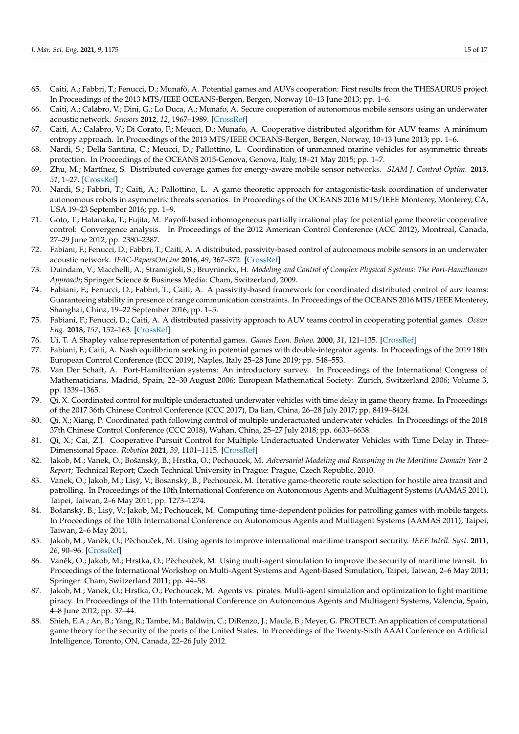65. Caiti, A.; Fabbri, T.; Fenucci, D.; Munafò, A. Potential games and AUVs cooperation: First results from the THESAURUS project. In Proceedings of the 2013 MTS/IEEE OCEANS-Bergen, Bergen, Norway 10–13 June 2013; pp. 1–6.
66. Caiti, A.; Calabro, V.; Dini, G.; Lo Duca, A.; Munafo, A. Secure cooperation of autonomous mobile sensors using an underwater acoustic network. *Sensors* **2012**, *12*, 1967–1989. [CrossRef]
67. Caiti, A.; Calabro, V.; Di Corato, F.; Meucci, D.; Munafo, A. Cooperative distributed algorithm for AUV teams: A minimum entropy approach. In Proceedings of the 2013 MTS/IEEE OCEANS-Bergen, Bergen, Norway, 10–13 June 2013; pp. 1–6.
68. Nardi, S.; Della Santina, C.; Meucci, D.; Pallottino, L. Coordination of unmanned marine vehicles for asymmetric threats protection. In Proceedings of the OCEANS 2015-Genova, Genova, Italy, 18–21 May 2015; pp. 1–7.
69. Zhu, M.; Martínez, S. Distributed coverage games for energy-aware mobile sensor networks. *SIAM J. Control Optim.* **2013**, *51*, 1–27. [CrossRef]
70. Nardi, S.; Fabbri, T.; Caiti, A.; Pallottino, L. A game theoretic approach for antagonistic-task coordination of underwater autonomous robots in asymmetric threats scenarios. In Proceedings of the OCEANS 2016 MTS/IEEE Monterey, Monterey, CA, USA 19–23 September 2016; pp. 1–9.
71. Goto, T.; Hatanaka, T.; Fujita, M. Payoff-based inhomogeneous partially irrational play for potential game theoretic cooperative control: Convergence analysis. In Proceedings of the 2012 American Control Conference (ACC 2012), Montreal, Canada, 27–29 June 2012; pp. 2380–2387.
72. Fabiani, F.; Fenucci, D.; Fabbri, T.; Caiti, A. A distributed, passivity-based control of autonomous mobile sensors in an underwater acoustic network. *IFAC-PapersOnLine* **2016**, *49*, 367–372. [CrossRef]
73. Duindam, V.; Macchelli, A.; Stramigioli, S.; Bruyninckx, H. *Modeling and Control of Complex Physical Systems: The Port-Hamiltonian Approach*; Springer Science & Business Media: Cham, Switzerland, 2009.
74. Fabiani, F.; Fenucci, D.; Fabbri, T.; Caiti, A. A passivity-based framework for coordinated distributed control of auv teams: Guaranteeing stability in presence of range communication constraints. In Proceedings of the OCEANS 2016 MTS/IEEE Monterey, Shanghai, China, 19–22 September 2016; pp. 1–5.
75. Fabiani, F.; Fenucci, D.; Caiti, A. A distributed passivity approach to AUV teams control in cooperating potential games. *Ocean Eng.* **2018**, *157*, 152–163. [CrossRef]
76. Ui, T. A Shapley value representation of potential games. *Games Econ. Behav.* **2000**, *31*, 121–135. [CrossRef]
77. Fabiani, F.; Caiti, A. Nash equilibrium seeking in potential games with double-integrator agents. In Proceedings of the 2019 18th European Control Conference (ECC 2019), Naples, Italy 25–28 June 2019; pp. 548–553.
78. Van Der Schaft, A. Port-Hamiltonian systems: An introductory survey. In Proceedings of the International Congress of Mathematicians, Madrid, Spain, 22–30 August 2006; European Mathematical Society: Zürich, Switzerland 2006; Volume 3, pp. 1339–1365.
79. Qi, X. Coordinated control for multiple underactuated underwater vehicles with time delay in game theory frame. In Proceedings of the 2017 36th Chinese Control Conference (CCC 2017), Da lian, China, 26–28 July 2017; pp. 8419–8424.
80. Qi, X.; Xiang, P. Coordinated path following control of multiple underactuated underwater vehicles. In Proceedings of the 2018 37th Chinese Control Conference (CCC 2018), Wuhan, China, 25–27 July 2018; pp. 6633–6638.
81. Qi, X.; Cai, Z.J. Cooperative Pursuit Control for Multiple Underactuated Underwater Vehicles with Time Delay in Three-Dimensional Space. *Robotica* **2021**, *39*, 1101–1115. [CrossRef]
82. Jakob, M.; Vanek, O.; Bošanskỳ, B.; Hrstka, O.; Pechoucek, M. *Adversarial Modeling and Reasoning in the Maritime Domain Year 2 Report*; Technical Report; Czech Technical University in Prague: Prague, Czech Republic, 2010.
83. Vanek, O.; Jakob, M.; Lisỳ, V.; Bosanskỳ, B.; Pechoucek, M. Iterative game-theoretic route selection for hostile area transit and patrolling. In Proceedings of the 10th International Conference on Autonomous Agents and Multiagent Systems (AAMAS 2011), Taipei, Taiwan, 2–6 May 2011; pp. 1273–1274.
84. Bošanskỳ, B.; Lisỳ, V.; Jakob, M.; Pechoucek, M. Computing time-dependent policies for patrolling games with mobile targets. In Proceedings of the 10th International Conference on Autonomous Agents and Multiagent Systems (AAMAS 2011), Taipei, Taiwan, 2–6 May 2011.
85. Jakob, M.; Vaněk, O.; Pěchouček, M. Using agents to improve international maritime transport security. *IEEE Intell. Syst.* **2011**, *26*, 90–96. [CrossRef]
86. Vaněk, O.; Jakob, M.; Hrstka, O.; Pěchouček, M. Using multi-agent simulation to improve the security of maritime transit. In Proceedings of the International Workshop on Multi-Agent Systems and Agent-Based Simulation, Taipei, Taiwan, 2–6 May 2011; Springer: Cham, Switzerland 2011; pp. 44–58.
87. Jakob, M.; Vanek, O.; Hrstka, O.; Pechoucek, M. Agents vs. pirates: Multi-agent simulation and optimization to fight maritime piracy. In Proceedings of the 11th International Conference on Autonomous Agents and Multiagent Systems, Valencia, Spain, 4–8 June 2012; pp. 37–44.
88. Shieh, E.A.; An, B.; Yang, R.; Tambe, M.; Baldwin, C.; DiRenzo, J.; Maule, B.; Meyer, G. PROTECT: An application of computational game theory for the security of the ports of the United States. In Proceedings of the Twenty-Sixth AAAI Conference on Artificial Intelligence, Toronto, ON, Canada, 22–26 July 2012.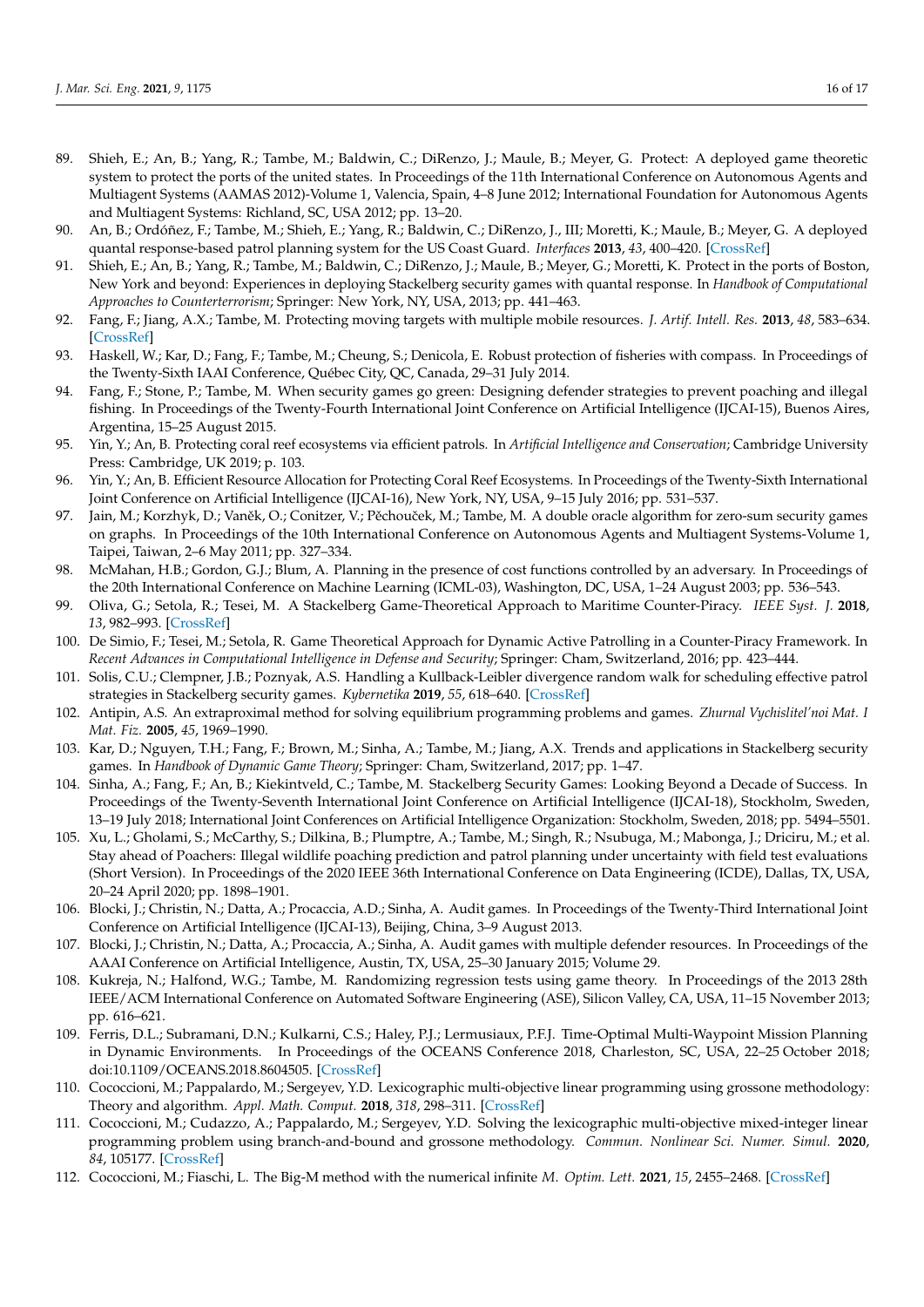89. Shieh, E.; An, B.; Yang, R.; Tambe, M.; Baldwin, C.; DiRenzo, J.; Maule, B.; Meyer, G. Protect: A deployed game theoretic system to protect the ports of the united states. In Proceedings of the 11th International Conference on Autonomous Agents and Multiagent Systems (AAMAS 2012)-Volume 1, Valencia, Spain, 4–8 June 2012; International Foundation for Autonomous Agents and Multiagent Systems: Richland, SC, USA 2012; pp. 13–20.
90. An, B.; Ordóñez, F.; Tambe, M.; Shieh, E.; Yang, R.; Baldwin, C.; DiRenzo, J., III; Moretti, K.; Maule, B.; Meyer, G. A deployed quantal response-based patrol planning system for the US Coast Guard. *Interfaces* **2013**, *43*, 400–420. [CrossRef]
91. Shieh, E.; An, B.; Yang, R.; Tambe, M.; Baldwin, C.; DiRenzo, J.; Maule, B.; Meyer, G.; Moretti, K. Protect in the ports of Boston, New York and beyond: Experiences in deploying Stackelberg security games with quantal response. In *Handbook of Computational Approaches to Counterterrorism*; Springer: New York, NY, USA, 2013; pp. 441–463.
92. Fang, F.; Jiang, A.X.; Tambe, M. Protecting moving targets with multiple mobile resources. *J. Artif. Intell. Res.* **2013**, *48*, 583–634. [CrossRef]
93. Haskell, W.; Kar, D.; Fang, F.; Tambe, M.; Cheung, S.; Denicola, E. Robust protection of fisheries with compass. In Proceedings of the Twenty-Sixth IAAI Conference, Québec City, QC, Canada, 29–31 July 2014.
94. Fang, F.; Stone, P.; Tambe, M. When security games go green: Designing defender strategies to prevent poaching and illegal fishing. In Proceedings of the Twenty-Fourth International Joint Conference on Artificial Intelligence (IJCAI-15), Buenos Aires, Argentina, 15–25 August 2015.
95. Yin, Y.; An, B. Protecting coral reef ecosystems via efficient patrols. In *Artificial Intelligence and Conservation*; Cambridge University Press: Cambridge, UK 2019; p. 103.
96. Yin, Y.; An, B. Efficient Resource Allocation for Protecting Coral Reef Ecosystems. In Proceedings of the Twenty-Sixth International Joint Conference on Artificial Intelligence (IJCAI-16), New York, NY, USA, 9–15 July 2016; pp. 531–537.
97. Jain, M.; Korzhyk, D.; Vaněk, O.; Conitzer, V.; Pěchouček, M.; Tambe, M. A double oracle algorithm for zero-sum security games on graphs. In Proceedings of the 10th International Conference on Autonomous Agents and Multiagent Systems-Volume 1, Taipei, Taiwan, 2–6 May 2011; pp. 327–334.
98. McMahan, H.B.; Gordon, G.J.; Blum, A. Planning in the presence of cost functions controlled by an adversary. In Proceedings of the 20th International Conference on Machine Learning (ICML-03), Washington, DC, USA, 1–24 August 2003; pp. 536–543.
99. Oliva, G.; Setola, R.; Tesei, M. A Stackelberg Game-Theoretical Approach to Maritime Counter-Piracy. *IEEE Syst. J.* **2018**, *13*, 982–993. [CrossRef]
100. De Simio, F.; Tesei, M.; Setola, R. Game Theoretical Approach for Dynamic Active Patrolling in a Counter-Piracy Framework. In *Recent Advances in Computational Intelligence in Defense and Security*; Springer: Cham, Switzerland, 2016; pp. 423–444.
101. Solis, C.U.; Clempner, J.B.; Poznyak, A.S. Handling a Kullback-Leibler divergence random walk for scheduling effective patrol strategies in Stackelberg security games. *Kybernetika* **2019**, *55*, 618–640. [CrossRef]
102. Antipin, A.S. An extraproximal method for solving equilibrium programming problems and games. *Zhurnal Vychislitel'noi Mat. I Mat. Fiz.* **2005**, *45*, 1969–1990.
103. Kar, D.; Nguyen, T.H.; Fang, F.; Brown, M.; Sinha, A.; Tambe, M.; Jiang, A.X. Trends and applications in Stackelberg security games. In *Handbook of Dynamic Game Theory*; Springer: Cham, Switzerland, 2017; pp. 1–47.
104. Sinha, A.; Fang, F.; An, B.; Kiekintveld, C.; Tambe, M. Stackelberg Security Games: Looking Beyond a Decade of Success. In Proceedings of the Twenty-Seventh International Joint Conference on Artificial Intelligence (IJCAI-18), Stockholm, Sweden, 13–19 July 2018; International Joint Conferences on Artificial Intelligence Organization: Stockholm, Sweden, 2018; pp. 5494–5501.
105. Xu, L.; Gholami, S.; McCarthy, S.; Dilkina, B.; Plumptre, A.; Tambe, M.; Singh, R.; Nsubuga, M.; Mabonga, J.; Driciru, M.; et al. Stay ahead of Poachers: Illegal wildlife poaching prediction and patrol planning under uncertainty with field test evaluations (Short Version). In Proceedings of the 2020 IEEE 36th International Conference on Data Engineering (ICDE), Dallas, TX, USA, 20–24 April 2020; pp. 1898–1901.
106. Blocki, J.; Christin, N.; Datta, A.; Procaccia, A.D.; Sinha, A. Audit games. In Proceedings of the Twenty-Third International Joint Conference on Artificial Intelligence (IJCAI-13), Beijing, China, 3–9 August 2013.
107. Blocki, J.; Christin, N.; Datta, A.; Procaccia, A.; Sinha, A. Audit games with multiple defender resources. In Proceedings of the AAAI Conference on Artificial Intelligence, Austin, TX, USA, 25–30 January 2015; Volume 29.
108. Kukreja, N.; Halfond, W.G.; Tambe, M. Randomizing regression tests using game theory. In Proceedings of the 2013 28th IEEE/ACM International Conference on Automated Software Engineering (ASE), Silicon Valley, CA, USA, 11–15 November 2013; pp. 616–621.
109. Ferris, D.L.; Subramani, D.N.; Kulkarni, C.S.; Haley, P.J.; Lermusiaux, P.F.J. Time-Optimal Multi-Waypoint Mission Planning in Dynamic Environments. In Proceedings of the OCEANS Conference 2018, Charleston, SC, USA, 22–25 October 2018; doi:10.1109/OCEANS.2018.8604505. [CrossRef]
110. Cococcioni, M.; Pappalardo, M.; Sergeyev, Y.D. Lexicographic multi-objective linear programming using grossone methodology: Theory and algorithm. *Appl. Math. Comput.* **2018**, *318*, 298–311. [CrossRef]
111. Cococcioni, M.; Cudazzo, A.; Pappalardo, M.; Sergeyev, Y.D. Solving the lexicographic multi-objective mixed-integer linear programming problem using branch-and-bound and grossone methodology. *Commun. Nonlinear Sci. Numer. Simul.* **2020**, *84*, 105177. [CrossRef]
112. Cococcioni, M.; Fiaschi, L. The Big-M method with the numerical infinite *M*. *Optim. Lett.* **2021**, *15*, 2455–2468. [CrossRef]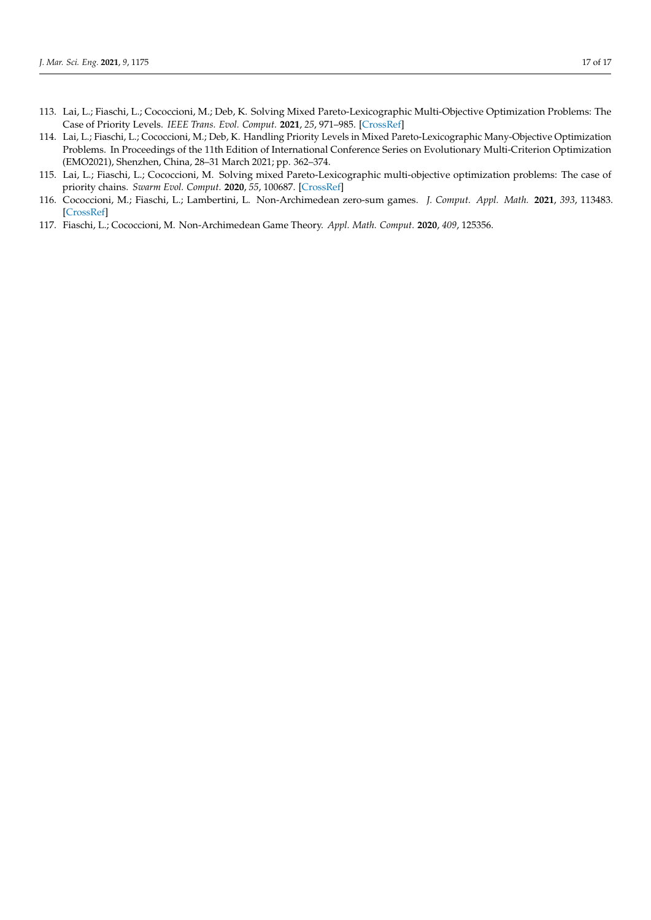113. Lai, L.; Fiaschi, L.; Cococcioni, M.; Deb, K. Solving Mixed Pareto-Lexicographic Multi-Objective Optimization Problems: The Case of Priority Levels. *IEEE Trans. Evol. Comput.* **2021**, *25*, 971–985. [CrossRef]
114. Lai, L.; Fiaschi, L.; Cococcioni, M.; Deb, K. Handling Priority Levels in Mixed Pareto-Lexicographic Many-Objective Optimization Problems. In Proceedings of the 11th Edition of International Conference Series on Evolutionary Multi-Criterion Optimization (EMO2021), Shenzhen, China, 28–31 March 2021; pp. 362–374.
115. Lai, L.; Fiaschi, L.; Cococcioni, M. Solving mixed Pareto-Lexicographic multi-objective optimization problems: The case of priority chains. *Swarm Evol. Comput.* **2020**, *55*, 100687. [CrossRef]
116. Cococcioni, M.; Fiaschi, L.; Lambertini, L. Non-Archimedean zero-sum games. *J. Comput. Appl. Math.* **2021**, *393*, 113483. [CrossRef]
117. Fiaschi, L.; Cococcioni, M. Non-Archimedean Game Theory. *Appl. Math. Comput.* **2020**, *409*, 125356.